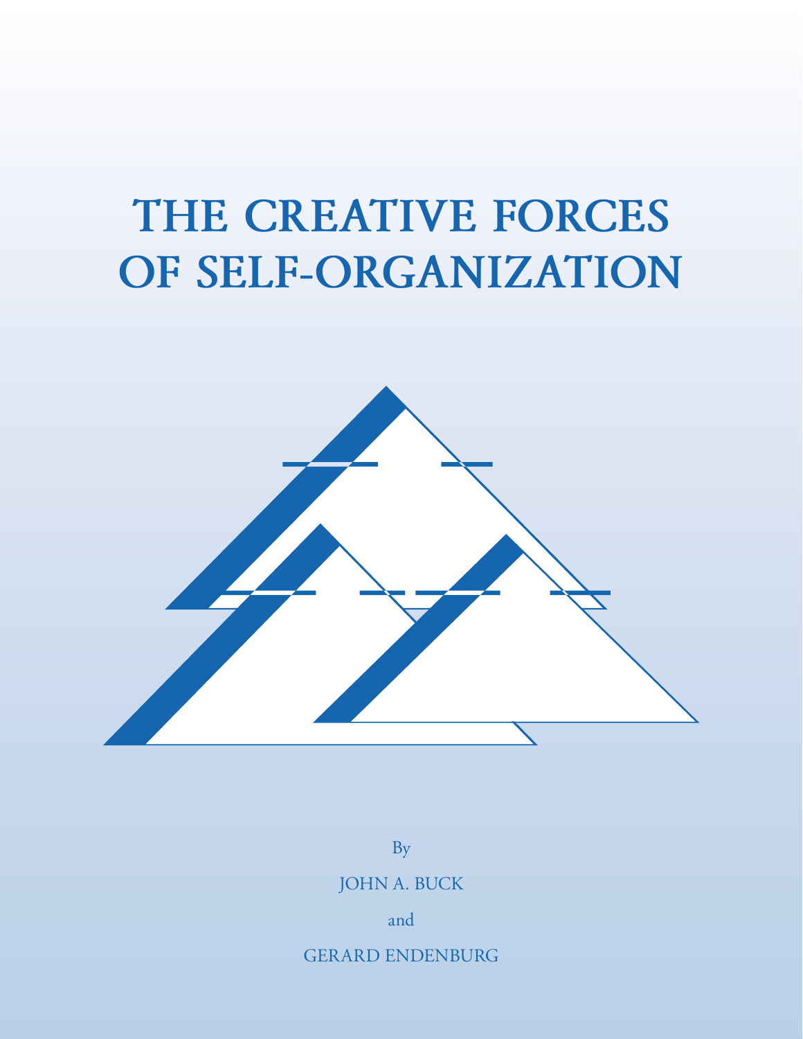# THE CREATIVE FORCES OF SELF-ORGANIZATION

By

JOHN A. BUCK

and

GERARD ENDENBURG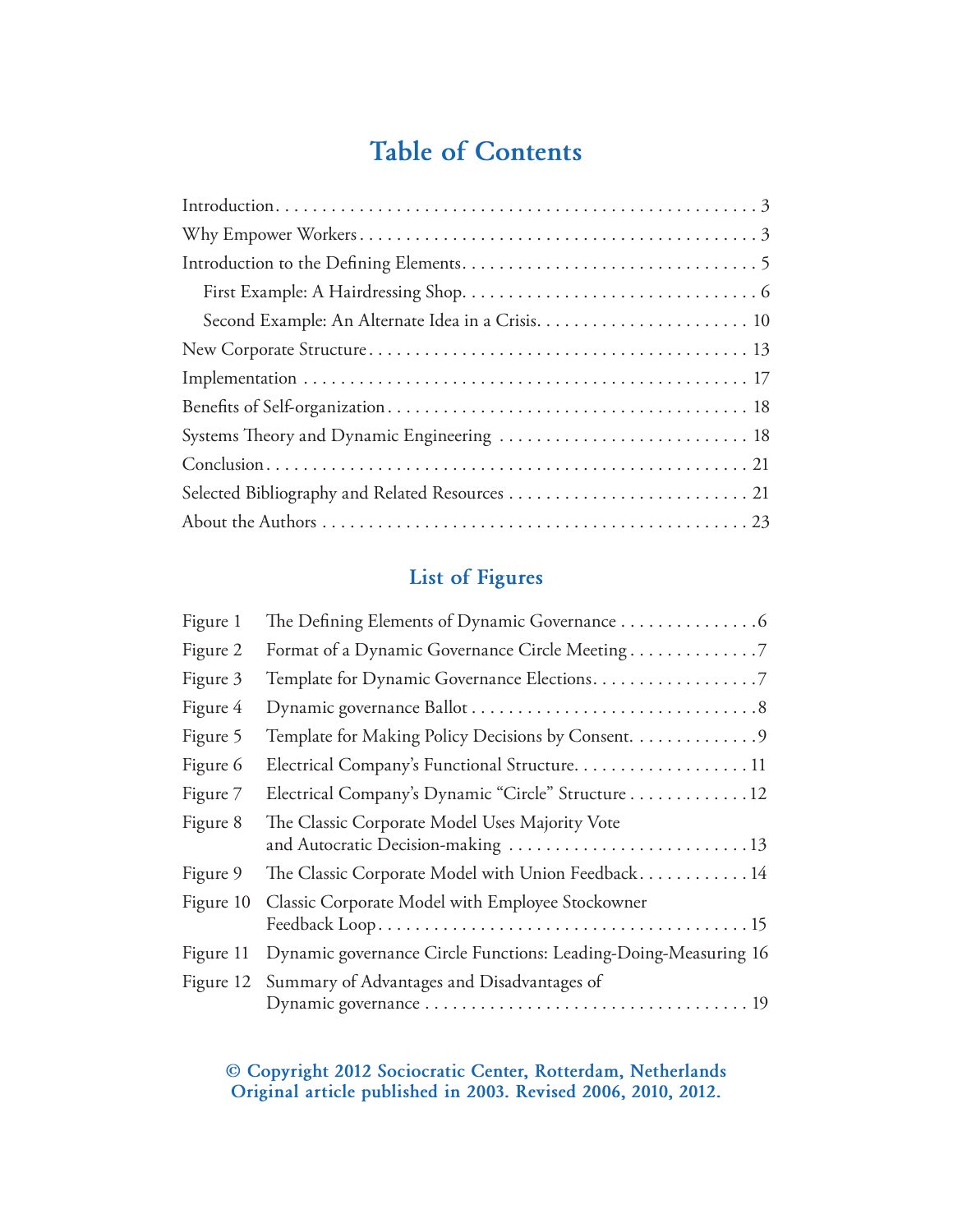# Table of Contents

- Introduction . . . . . 3
- Why Empower Workers . . . . . 3
- Introduction to the Defining Elements . . . . . 5
  - First Example: A Hairdressing Shop . . . . . 6
  - Second Example: An Alternate Idea in a Crisis . . . . . 10
- New Corporate Structure . . . . . 13
- Implementation . . . . . 17
- Benefits of Self-organization . . . . . 18
- Systems Theory and Dynamic Engineering . . . . . 18
- Conclusion . . . . . 21
- Selected Bibliography and Related Resources . . . . . 21
- About the Authors . . . . . 23

## List of Figures

| Figure | Title | Page |
|---|---|---|
| Figure 1 | The Defining Elements of Dynamic Governance | 6 |
| Figure 2 | Format of a Dynamic Governance Circle Meeting | 7 |
| Figure 3 | Template for Dynamic Governance Elections | 7 |
| Figure 4 | Dynamic governance Ballot | 8 |
| Figure 5 | Template for Making Policy Decisions by Consent | 9 |
| Figure 6 | Electrical Company's Functional Structure | 11 |
| Figure 7 | Electrical Company's Dynamic "Circle" Structure | 12 |
| Figure 8 | The Classic Corporate Model Uses Majority Vote and Autocratic Decision-making | 13 |
| Figure 9 | The Classic Corporate Model with Union Feedback | 14 |
| Figure 10 | Classic Corporate Model with Employee Stockowner Feedback Loop | 15 |
| Figure 11 | Dynamic governance Circle Functions: Leading-Doing-Measuring | 16 |
| Figure 12 | Summary of Advantages and Disadvantages of Dynamic governance | 19 |

**© Copyright 2012 Sociocratic Center, Rotterdam, Netherlands**
**Original article published in 2003. Revised 2006, 2010, 2012.**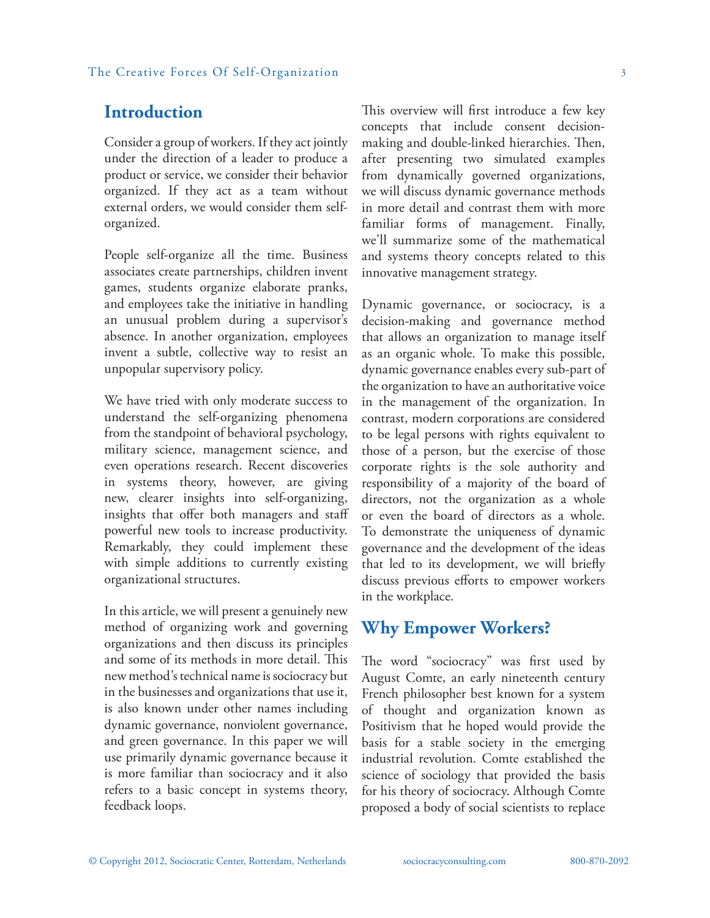## Introduction

Consider a group of workers. If they act jointly under the direction of a leader to produce a product or service, we consider their behavior organized. If they act as a team without external orders, we would consider them self-organized.

People self-organize all the time. Business associates create partnerships, children invent games, students organize elaborate pranks, and employees take the initiative in handling an unusual problem during a supervisor's absence. In another organization, employees invent a subtle, collective way to resist an unpopular supervisory policy.

We have tried with only moderate success to understand the self-organizing phenomena from the standpoint of behavioral psychology, military science, management science, and even operations research. Recent discoveries in systems theory, however, are giving new, clearer insights into self-organizing, insights that offer both managers and staff powerful new tools to increase productivity. Remarkably, they could implement these with simple additions to currently existing organizational structures.

In this article, we will present a genuinely new method of organizing work and governing organizations and then discuss its principles and some of its methods in more detail. This new method's technical name is sociocracy but in the businesses and organizations that use it, is also known under other names including dynamic governance, nonviolent governance, and green governance. In this paper we will use primarily dynamic governance because it is more familiar than sociocracy and it also refers to a basic concept in systems theory, feedback loops.

This overview will first introduce a few key concepts that include consent decision-making and double-linked hierarchies. Then, after presenting two simulated examples from dynamically governed organizations, we will discuss dynamic governance methods in more detail and contrast them with more familiar forms of management. Finally, we'll summarize some of the mathematical and systems theory concepts related to this innovative management strategy.

Dynamic governance, or sociocracy, is a decision-making and governance method that allows an organization to manage itself as an organic whole. To make this possible, dynamic governance enables every sub-part of the organization to have an authoritative voice in the management of the organization. In contrast, modern corporations are considered to be legal persons with rights equivalent to those of a person, but the exercise of those corporate rights is the sole authority and responsibility of a majority of the board of directors, not the organization as a whole or even the board of directors as a whole. To demonstrate the uniqueness of dynamic governance and the development of the ideas that led to its development, we will briefly discuss previous efforts to empower workers in the workplace.

## Why Empower Workers?

The word "sociocracy" was first used by August Comte, an early nineteenth century French philosopher best known for a system of thought and organization known as Positivism that he hoped would provide the basis for a stable society in the emerging industrial revolution. Comte established the science of sociology that provided the basis for his theory of sociocracy. Although Comte proposed a body of social scientists to replace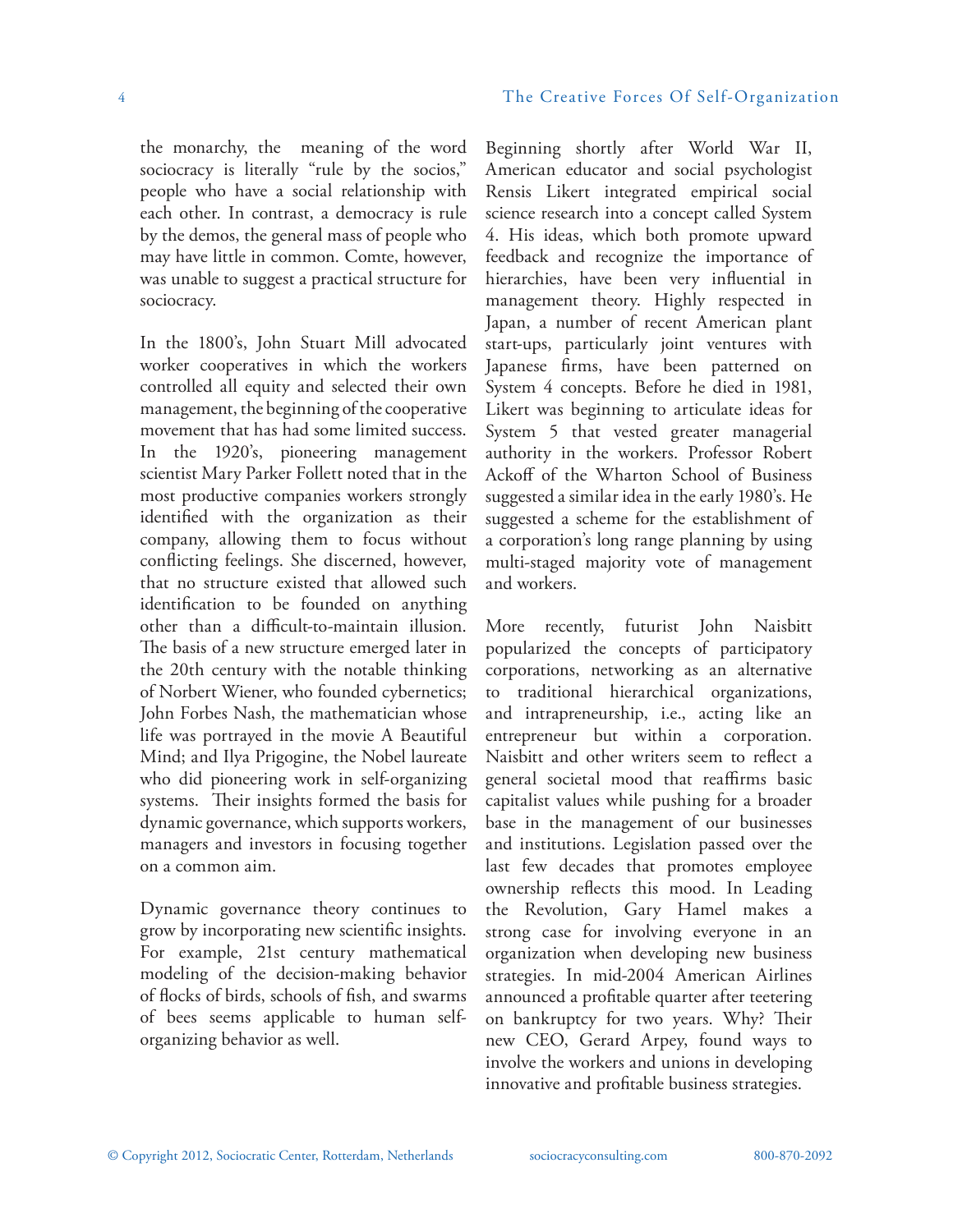the monarchy, the meaning of the word sociocracy is literally "rule by the socios," people who have a social relationship with each other. In contrast, a democracy is rule by the demos, the general mass of people who may have little in common. Comte, however, was unable to suggest a practical structure for sociocracy.

In the 1800's, John Stuart Mill advocated worker cooperatives in which the workers controlled all equity and selected their own management, the beginning of the cooperative movement that has had some limited success. In the 1920's, pioneering management scientist Mary Parker Follett noted that in the most productive companies workers strongly identified with the organization as their company, allowing them to focus without conflicting feelings. She discerned, however, that no structure existed that allowed such identification to be founded on anything other than a difficult-to-maintain illusion. The basis of a new structure emerged later in the 20th century with the notable thinking of Norbert Wiener, who founded cybernetics; John Forbes Nash, the mathematician whose life was portrayed in the movie A Beautiful Mind; and Ilya Prigogine, the Nobel laureate who did pioneering work in self-organizing systems. Their insights formed the basis for dynamic governance, which supports workers, managers and investors in focusing together on a common aim.

Dynamic governance theory continues to grow by incorporating new scientific insights. For example, 21st century mathematical modeling of the decision-making behavior of flocks of birds, schools of fish, and swarms of bees seems applicable to human self-organizing behavior as well.

Beginning shortly after World War II, American educator and social psychologist Rensis Likert integrated empirical social science research into a concept called System 4. His ideas, which both promote upward feedback and recognize the importance of hierarchies, have been very influential in management theory. Highly respected in Japan, a number of recent American plant start-ups, particularly joint ventures with Japanese firms, have been patterned on System 4 concepts. Before he died in 1981, Likert was beginning to articulate ideas for System 5 that vested greater managerial authority in the workers. Professor Robert Ackoff of the Wharton School of Business suggested a similar idea in the early 1980's. He suggested a scheme for the establishment of a corporation's long range planning by using multi-staged majority vote of management and workers.

More recently, futurist John Naisbitt popularized the concepts of participatory corporations, networking as an alternative to traditional hierarchical organizations, and intrapreneurship, i.e., acting like an entrepreneur but within a corporation. Naisbitt and other writers seem to reflect a general societal mood that reaffirms basic capitalist values while pushing for a broader base in the management of our businesses and institutions. Legislation passed over the last few decades that promotes employee ownership reflects this mood. In Leading the Revolution, Gary Hamel makes a strong case for involving everyone in an organization when developing new business strategies. In mid-2004 American Airlines announced a profitable quarter after teetering on bankruptcy for two years. Why? Their new CEO, Gerard Arpey, found ways to involve the workers and unions in developing innovative and profitable business strategies.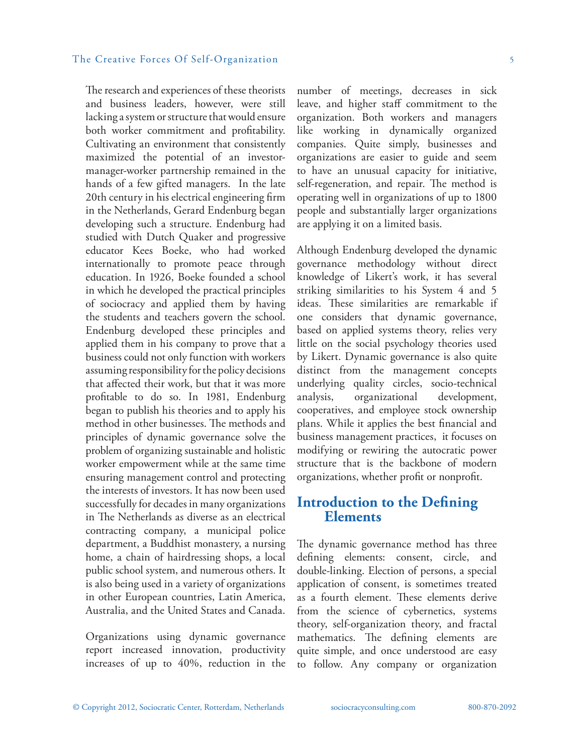The research and experiences of these theorists and business leaders, however, were still lacking a system or structure that would ensure both worker commitment and profitability. Cultivating an environment that consistently maximized the potential of an investor-manager-worker partnership remained in the hands of a few gifted managers. In the late 20th century in his electrical engineering firm in the Netherlands, Gerard Endenburg began developing such a structure. Endenburg had studied with Dutch Quaker and progressive educator Kees Boeke, who had worked internationally to promote peace through education. In 1926, Boeke founded a school in which he developed the practical principles of sociocracy and applied them by having the students and teachers govern the school. Endenburg developed these principles and applied them in his company to prove that a business could not only function with workers assuming responsibility for the policy decisions that affected their work, but that it was more profitable to do so. In 1981, Endenburg began to publish his theories and to apply his method in other businesses. The methods and principles of dynamic governance solve the problem of organizing sustainable and holistic worker empowerment while at the same time ensuring management control and protecting the interests of investors. It has now been used successfully for decades in many organizations in The Netherlands as diverse as an electrical contracting company, a municipal police department, a Buddhist monastery, a nursing home, a chain of hairdressing shops, a local public school system, and numerous others. It is also being used in a variety of organizations in other European countries, Latin America, Australia, and the United States and Canada.

Organizations using dynamic governance report increased innovation, productivity increases of up to 40%, reduction in the number of meetings, decreases in sick leave, and higher staff commitment to the organization. Both workers and managers like working in dynamically organized companies. Quite simply, businesses and organizations are easier to guide and seem to have an unusual capacity for initiative, self-regeneration, and repair. The method is operating well in organizations of up to 1800 people and substantially larger organizations are applying it on a limited basis.

Although Endenburg developed the dynamic governance methodology without direct knowledge of Likert's work, it has several striking similarities to his System 4 and 5 ideas. These similarities are remarkable if one considers that dynamic governance, based on applied systems theory, relies very little on the social psychology theories used by Likert. Dynamic governance is also quite distinct from the management concepts underlying quality circles, socio-technical analysis, organizational development, cooperatives, and employee stock ownership plans. While it applies the best financial and business management practices, it focuses on modifying or rewiring the autocratic power structure that is the backbone of modern organizations, whether profit or nonprofit.

## Introduction to the Defining Elements

The dynamic governance method has three defining elements: consent, circle, and double-linking. Election of persons, a special application of consent, is sometimes treated as a fourth element. These elements derive from the science of cybernetics, systems theory, self-organization theory, and fractal mathematics. The defining elements are quite simple, and once understood are easy to follow. Any company or organization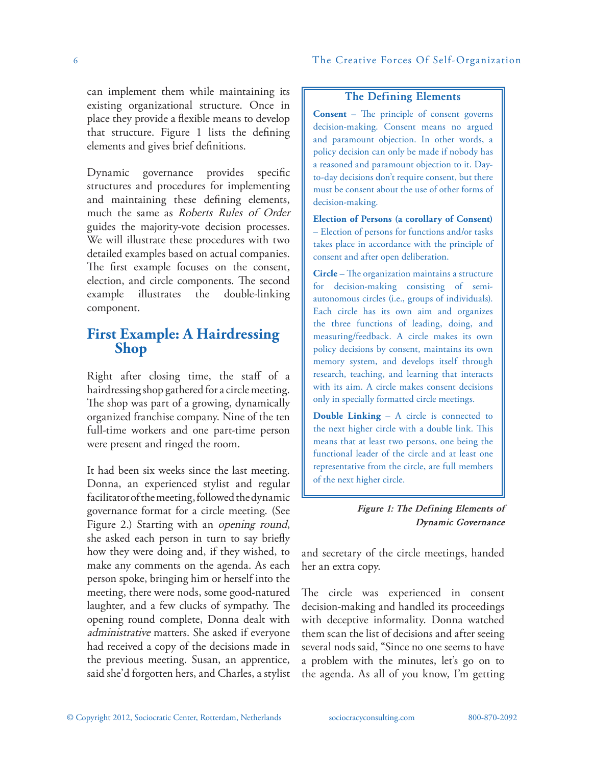can implement them while maintaining its existing organizational structure. Once in place they provide a flexible means to develop that structure. Figure 1 lists the defining elements and gives brief definitions.

Dynamic governance provides specific structures and procedures for implementing and maintaining these defining elements, much the same as *Roberts Rules of Order* guides the majority-vote decision processes. We will illustrate these procedures with two detailed examples based on actual companies. The first example focuses on the consent, election, and circle components. The second example illustrates the double-linking component.

> **The Defining Elements**
>
> **Consent** – The principle of consent governs decision-making. Consent means no argued and paramount objection. In other words, a policy decision can only be made if nobody has a reasoned and paramount objection to it. Day-to-day decisions don't require consent, but there must be consent about the use of other forms of decision-making.
>
> **Election of Persons (a corollary of Consent)** – Election of persons for functions and/or tasks takes place in accordance with the principle of consent and after open deliberation.
>
> **Circle** – The organization maintains a structure for decision-making consisting of semi-autonomous circles (i.e., groups of individuals). Each circle has its own aim and organizes the three functions of leading, doing, and measuring/feedback. A circle makes its own policy decisions by consent, maintains its own memory system, and develops itself through research, teaching, and learning that interacts with its aim. A circle makes consent decisions only in specially formatted circle meetings.
>
> **Double Linking** – A circle is connected to the next higher circle with a double link. This means that at least two persons, one being the functional leader of the circle and at least one representative from the circle, are full members of the next higher circle.

***Figure 1: The Defining Elements of Dynamic Governance***

## First Example: A Hairdressing Shop

Right after closing time, the staff of a hairdressing shop gathered for a circle meeting. The shop was part of a growing, dynamically organized franchise company. Nine of the ten full-time workers and one part-time person were present and ringed the room.

It had been six weeks since the last meeting. Donna, an experienced stylist and regular facilitator of the meeting, followed the dynamic governance format for a circle meeting. (See Figure 2.) Starting with an *opening round*, she asked each person in turn to say briefly how they were doing and, if they wished, to make any comments on the agenda. As each person spoke, bringing him or herself into the meeting, there were nods, some good-natured laughter, and a few clucks of sympathy. The opening round complete, Donna dealt with *administrative* matters. She asked if everyone had received a copy of the decisions made in the previous meeting. Susan, an apprentice, said she'd forgotten hers, and Charles, a stylist and secretary of the circle meetings, handed her an extra copy.

The circle was experienced in consent decision-making and handled its proceedings with deceptive informality. Donna watched them scan the list of decisions and after seeing several nods said, "Since no one seems to have a problem with the minutes, let's go on to the agenda. As all of you know, I'm getting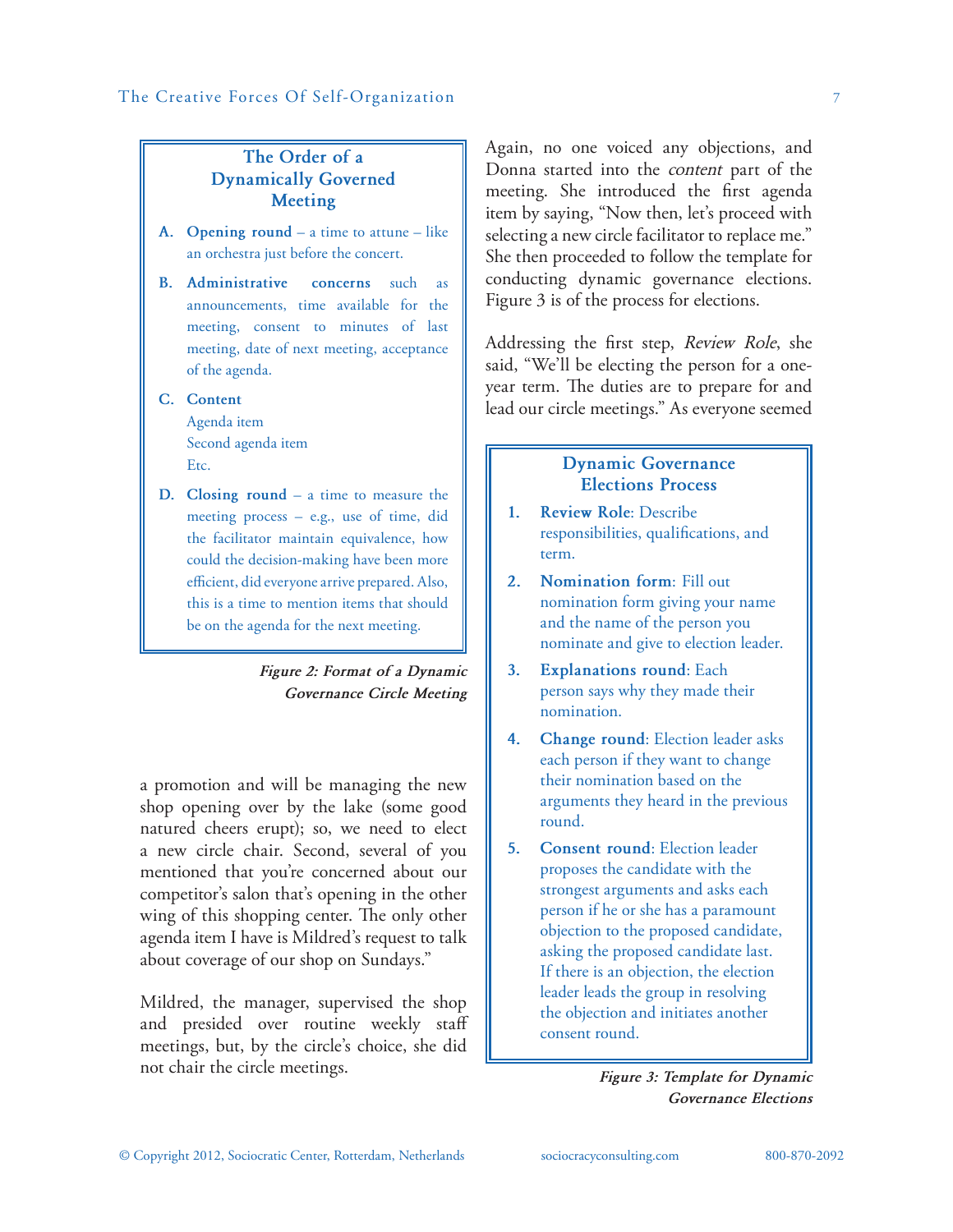### The Order of a Dynamically Governed Meeting

**A. Opening round** – a time to attune – like an orchestra just before the concert.

**B. Administrative concerns** such as announcements, time available for the meeting, consent to minutes of last meeting, date of next meeting, acceptance of the agenda.

**C. Content**

Agenda item
Second agenda item
Etc.

**D. Closing round** – a time to measure the meeting process – e.g., use of time, did the facilitator maintain equivalence, how could the decision-making have been more efficient, did everyone arrive prepared. Also, this is a time to mention items that should be on the agenda for the next meeting.

***Figure 2: Format of a Dynamic Governance Circle Meeting***

a promotion and will be managing the new shop opening over by the lake (some good natured cheers erupt); so, we need to elect a new circle chair. Second, several of you mentioned that you're concerned about our competitor's salon that's opening in the other wing of this shopping center. The only other agenda item I have is Mildred's request to talk about coverage of our shop on Sundays."

Mildred, the manager, supervised the shop and presided over routine weekly staff meetings, but, by the circle's choice, she did not chair the circle meetings.

Again, no one voiced any objections, and Donna started into the *content* part of the meeting. She introduced the first agenda item by saying, "Now then, let's proceed with selecting a new circle facilitator to replace me." She then proceeded to follow the template for conducting dynamic governance elections. Figure 3 is of the process for elections.

Addressing the first step, *Review Role*, she said, "We'll be electing the person for a one-year term. The duties are to prepare for and lead our circle meetings." As everyone seemed

### Dynamic Governance Elections Process

1. **Review Role**: Describe responsibilities, qualifications, and term.
2. **Nomination form**: Fill out nomination form giving your name and the name of the person you nominate and give to election leader.
3. **Explanations round**: Each person says why they made their nomination.
4. **Change round**: Election leader asks each person if they want to change their nomination based on the arguments they heard in the previous round.
5. **Consent round**: Election leader proposes the candidate with the strongest arguments and asks each person if he or she has a paramount objection to the proposed candidate, asking the proposed candidate last. If there is an objection, the election leader leads the group in resolving the objection and initiates another consent round.

***Figure 3: Template for Dynamic Governance Elections***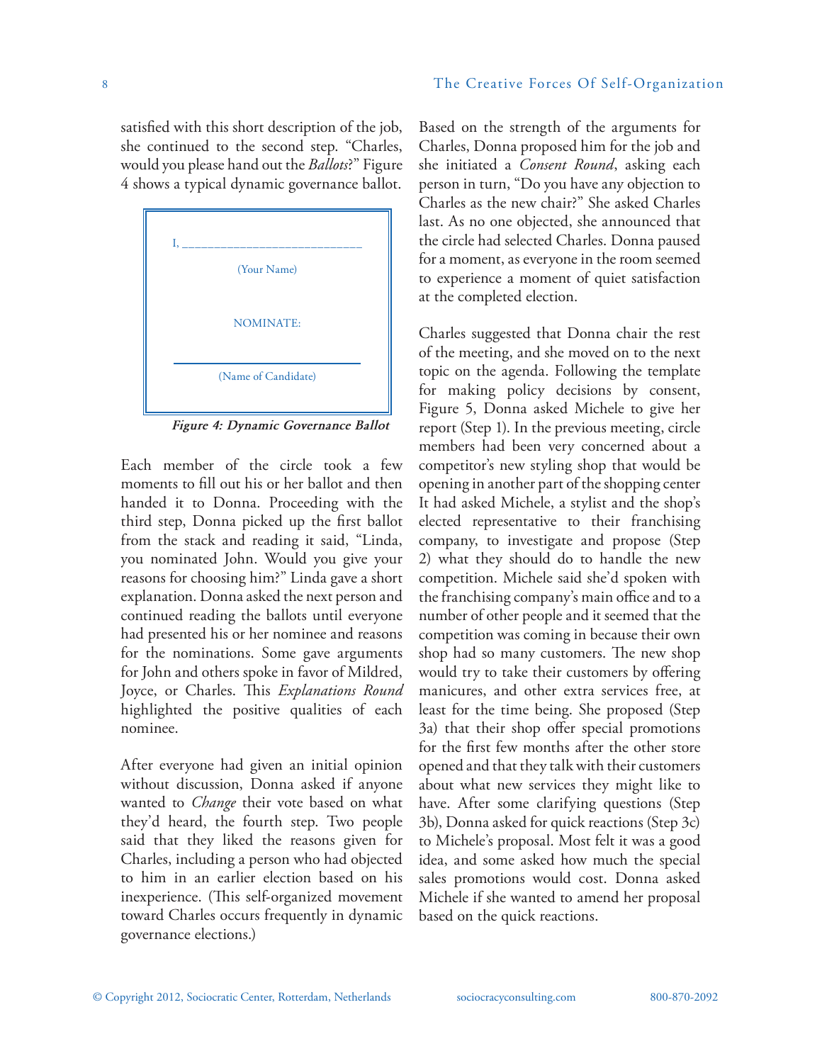satisfied with this short description of the job, she continued to the second step. "Charles, would you please hand out the *Ballots*?" Figure 4 shows a typical dynamic governance ballot.

I, ___________________________

(Your Name)

NOMINATE:

___________________________

(Name of Candidate)

***Figure 4: Dynamic Governance Ballot***

Each member of the circle took a few moments to fill out his or her ballot and then handed it to Donna. Proceeding with the third step, Donna picked up the first ballot from the stack and reading it said, "Linda, you nominated John. Would you give your reasons for choosing him?" Linda gave a short explanation. Donna asked the next person and continued reading the ballots until everyone had presented his or her nominee and reasons for the nominations. Some gave arguments for John and others spoke in favor of Mildred, Joyce, or Charles. This *Explanations Round* highlighted the positive qualities of each nominee.

After everyone had given an initial opinion without discussion, Donna asked if anyone wanted to *Change* their vote based on what they'd heard, the fourth step. Two people said that they liked the reasons given for Charles, including a person who had objected to him in an earlier election based on his inexperience. (This self-organized movement toward Charles occurs frequently in dynamic governance elections.)

Based on the strength of the arguments for Charles, Donna proposed him for the job and she initiated a *Consent Round*, asking each person in turn, "Do you have any objection to Charles as the new chair?" She asked Charles last. As no one objected, she announced that the circle had selected Charles. Donna paused for a moment, as everyone in the room seemed to experience a moment of quiet satisfaction at the completed election.

Charles suggested that Donna chair the rest of the meeting, and she moved on to the next topic on the agenda. Following the template for making policy decisions by consent, Figure 5, Donna asked Michele to give her report (Step 1). In the previous meeting, circle members had been very concerned about a competitor's new styling shop that would be opening in another part of the shopping center It had asked Michele, a stylist and the shop's elected representative to their franchising company, to investigate and propose (Step 2) what they should do to handle the new competition. Michele said she'd spoken with the franchising company's main office and to a number of other people and it seemed that the competition was coming in because their own shop had so many customers. The new shop would try to take their customers by offering manicures, and other extra services free, at least for the time being. She proposed (Step 3a) that their shop offer special promotions for the first few months after the other store opened and that they talk with their customers about what new services they might like to have. After some clarifying questions (Step 3b), Donna asked for quick reactions (Step 3c) to Michele's proposal. Most felt it was a good idea, and some asked how much the special sales promotions would cost. Donna asked Michele if she wanted to amend her proposal based on the quick reactions.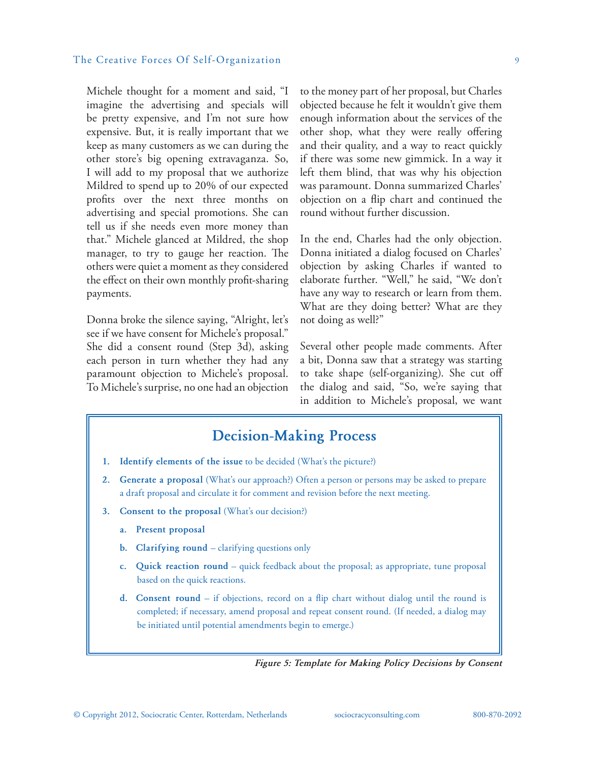Michele thought for a moment and said, "I imagine the advertising and specials will be pretty expensive, and I'm not sure how expensive. But, it is really important that we keep as many customers as we can during the other store's big opening extravaganza. So, I will add to my proposal that we authorize Mildred to spend up to 20% of our expected profits over the next three months on advertising and special promotions. She can tell us if she needs even more money than that." Michele glanced at Mildred, the shop manager, to try to gauge her reaction. The others were quiet a moment as they considered the effect on their own monthly profit-sharing payments.

Donna broke the silence saying, "Alright, let's see if we have consent for Michele's proposal." She did a consent round (Step 3d), asking each person in turn whether they had any paramount objection to Michele's proposal. To Michele's surprise, no one had an objection to the money part of her proposal, but Charles objected because he felt it wouldn't give them enough information about the services of the other shop, what they were really offering and their quality, and a way to react quickly if there was some new gimmick. In a way it left them blind, that was why his objection was paramount. Donna summarized Charles' objection on a flip chart and continued the round without further discussion.

In the end, Charles had the only objection. Donna initiated a dialog focused on Charles' objection by asking Charles if wanted to elaborate further. "Well," he said, "We don't have any way to research or learn from them. What are they doing better? What are they not doing as well?"

Several other people made comments. After a bit, Donna saw that a strategy was starting to take shape (self-organizing). She cut off the dialog and said, "So, we're saying that in addition to Michele's proposal, we want

## Decision-Making Process

1. **Identify elements of the issue** to be decided (What's the picture?)
2. **Generate a proposal** (What's our approach?) Often a person or persons may be asked to prepare a draft proposal and circulate it for comment and revision before the next meeting.
3. **Consent to the proposal** (What's our decision?)
   a. **Present proposal**
   b. **Clarifying round** – clarifying questions only
   c. **Quick reaction round** – quick feedback about the proposal; as appropriate, tune proposal based on the quick reactions.
   d. **Consent round** – if objections, record on a flip chart without dialog until the round is completed; if necessary, amend proposal and repeat consent round. (If needed, a dialog may be initiated until potential amendments begin to emerge.)

***Figure 5: Template for Making Policy Decisions by Consent***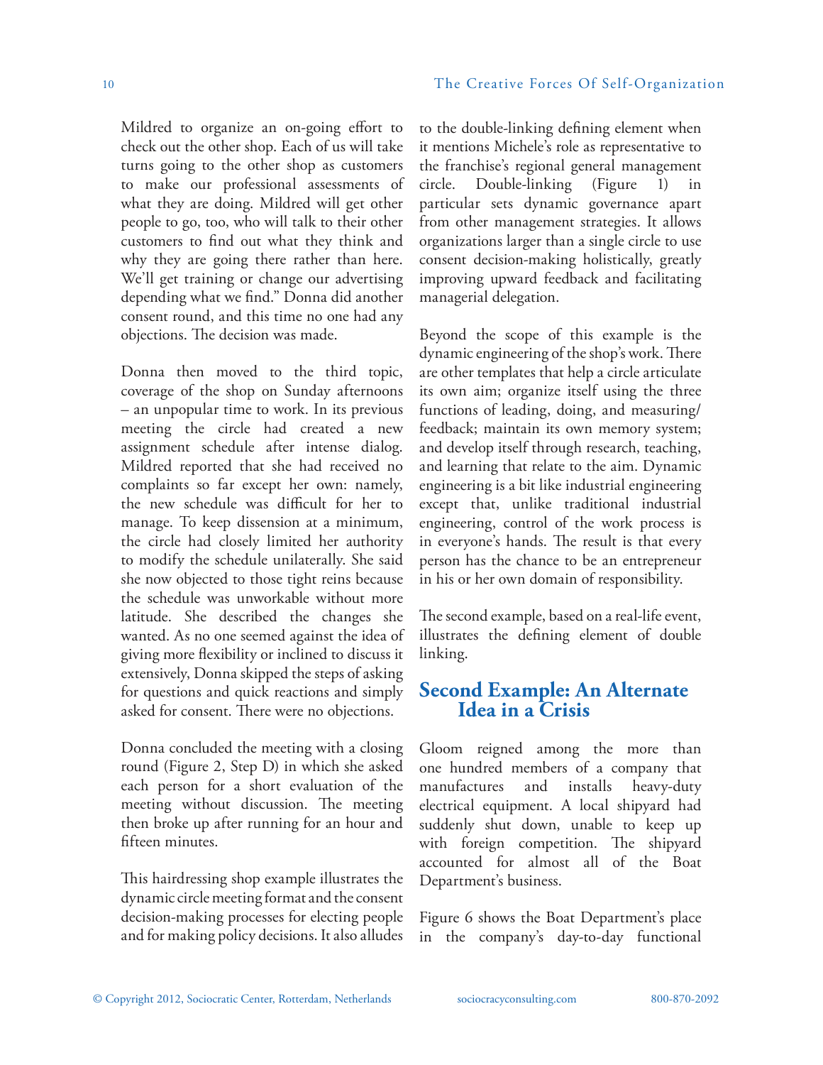Mildred to organize an on-going effort to check out the other shop. Each of us will take turns going to the other shop as customers to make our professional assessments of what they are doing. Mildred will get other people to go, too, who will talk to their other customers to find out what they think and why they are going there rather than here. We'll get training or change our advertising depending what we find." Donna did another consent round, and this time no one had any objections. The decision was made.

Donna then moved to the third topic, coverage of the shop on Sunday afternoons – an unpopular time to work. In its previous meeting the circle had created a new assignment schedule after intense dialog. Mildred reported that she had received no complaints so far except her own: namely, the new schedule was difficult for her to manage. To keep dissension at a minimum, the circle had closely limited her authority to modify the schedule unilaterally. She said she now objected to those tight reins because the schedule was unworkable without more latitude. She described the changes she wanted. As no one seemed against the idea of giving more flexibility or inclined to discuss it extensively, Donna skipped the steps of asking for questions and quick reactions and simply asked for consent. There were no objections.

Donna concluded the meeting with a closing round (Figure 2, Step D) in which she asked each person for a short evaluation of the meeting without discussion. The meeting then broke up after running for an hour and fifteen minutes.

This hairdressing shop example illustrates the dynamic circle meeting format and the consent decision-making processes for electing people and for making policy decisions. It also alludes to the double-linking defining element when it mentions Michele's role as representative to the franchise's regional general management circle. Double-linking (Figure 1) in particular sets dynamic governance apart from other management strategies. It allows organizations larger than a single circle to use consent decision-making holistically, greatly improving upward feedback and facilitating managerial delegation.

Beyond the scope of this example is the dynamic engineering of the shop's work. There are other templates that help a circle articulate its own aim; organize itself using the three functions of leading, doing, and measuring/feedback; maintain its own memory system; and develop itself through research, teaching, and learning that relate to the aim. Dynamic engineering is a bit like industrial engineering except that, unlike traditional industrial engineering, control of the work process is in everyone's hands. The result is that every person has the chance to be an entrepreneur in his or her own domain of responsibility.

The second example, based on a real-life event, illustrates the defining element of double linking.

## Second Example: An Alternate Idea in a Crisis

Gloom reigned among the more than one hundred members of a company that manufactures and installs heavy-duty electrical equipment. A local shipyard had suddenly shut down, unable to keep up with foreign competition. The shipyard accounted for almost all of the Boat Department's business.

Figure 6 shows the Boat Department's place in the company's day-to-day functional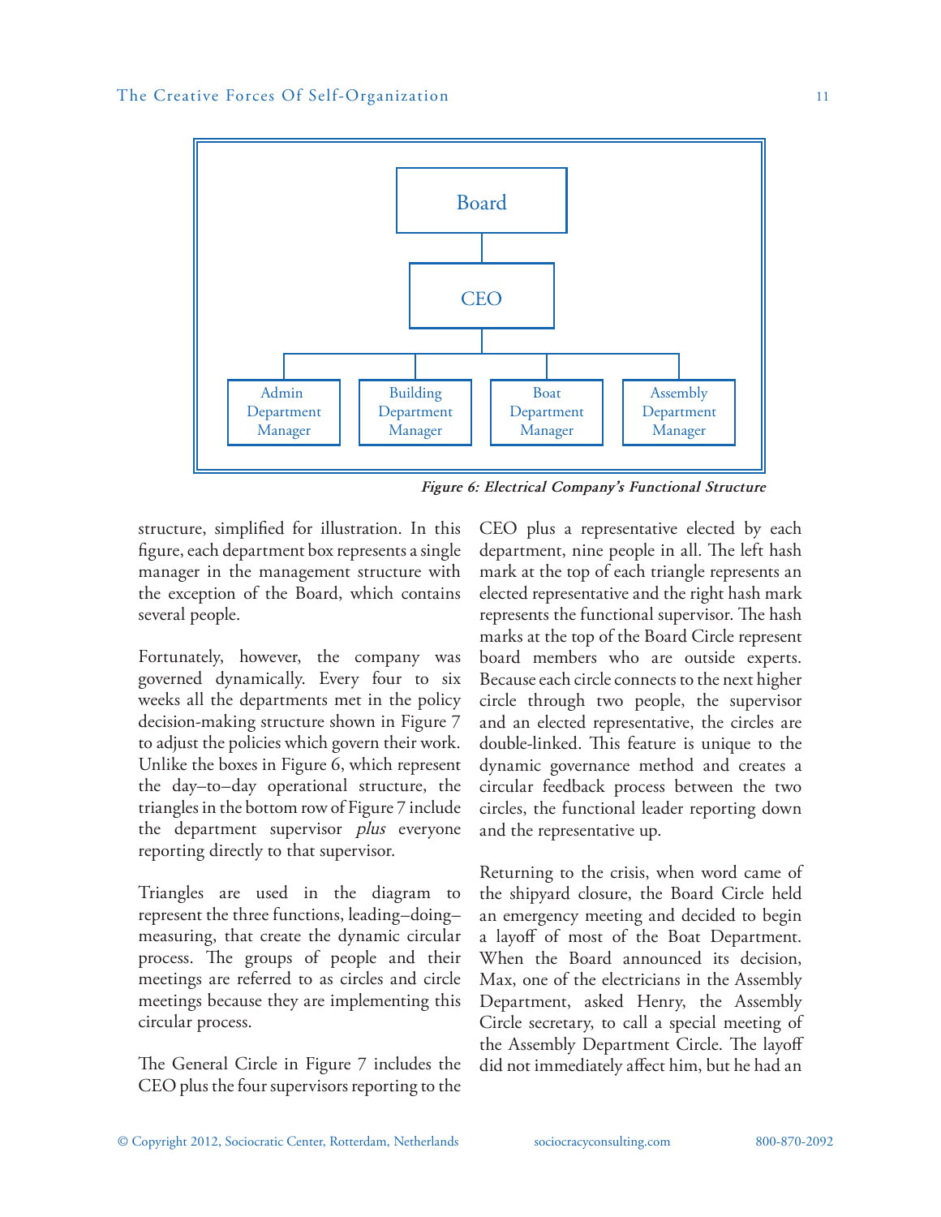Board

CEO

Admin Department Manager | Building Department Manager | Boat Department Manager | Assembly Department Manager

***Figure 6: Electrical Company's Functional Structure***

structure, simplified for illustration. In this figure, each department box represents a single manager in the management structure with the exception of the Board, which contains several people.

Fortunately, however, the company was governed dynamically. Every four to six weeks all the departments met in the policy decision-making structure shown in Figure 7 to adjust the policies which govern their work. Unlike the boxes in Figure 6, which represent the day–to–day operational structure, the triangles in the bottom row of Figure 7 include the department supervisor *plus* everyone reporting directly to that supervisor.

Triangles are used in the diagram to represent the three functions, leading–doing–measuring, that create the dynamic circular process. The groups of people and their meetings are referred to as circles and circle meetings because they are implementing this circular process.

The General Circle in Figure 7 includes the CEO plus the four supervisors reporting to the CEO plus a representative elected by each department, nine people in all. The left hash mark at the top of each triangle represents an elected representative and the right hash mark represents the functional supervisor. The hash marks at the top of the Board Circle represent board members who are outside experts. Because each circle connects to the next higher circle through two people, the supervisor and an elected representative, the circles are double-linked. This feature is unique to the dynamic governance method and creates a circular feedback process between the two circles, the functional leader reporting down and the representative up.

Returning to the crisis, when word came of the shipyard closure, the Board Circle held an emergency meeting and decided to begin a layoff of most of the Boat Department. When the Board announced its decision, Max, one of the electricians in the Assembly Department, asked Henry, the Assembly Circle secretary, to call a special meeting of the Assembly Department Circle. The layoff did not immediately affect him, but he had an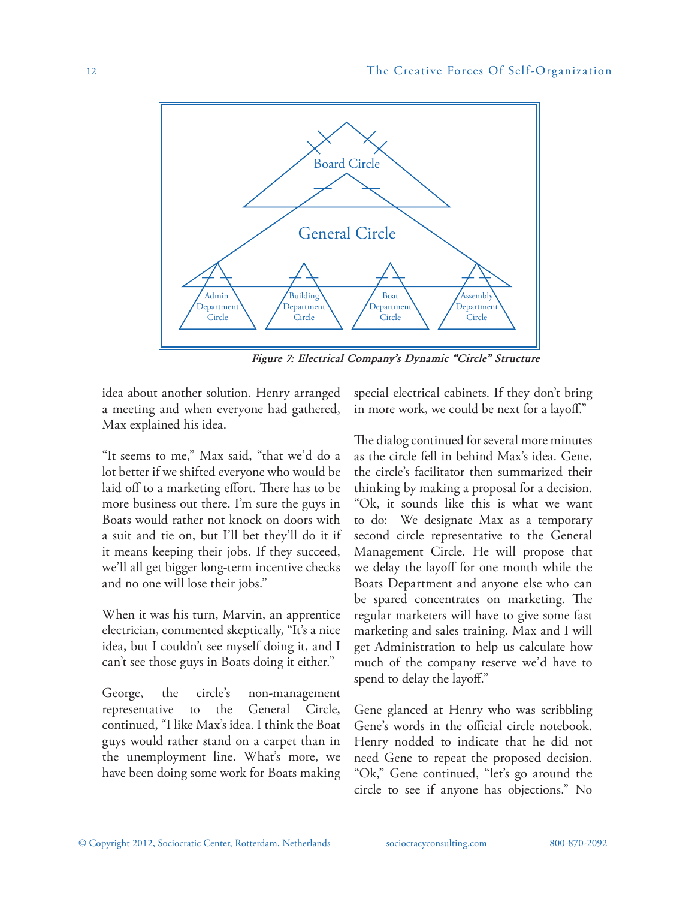*Figure 7: Electrical Company's Dynamic "Circle" Structure*

idea about another solution. Henry arranged a meeting and when everyone had gathered, Max explained his idea.

"It seems to me," Max said, "that we'd do a lot better if we shifted everyone who would be laid off to a marketing effort. There has to be more business out there. I'm sure the guys in Boats would rather not knock on doors with a suit and tie on, but I'll bet they'll do it if it means keeping their jobs. If they succeed, we'll all get bigger long-term incentive checks and no one will lose their jobs."

When it was his turn, Marvin, an apprentice electrician, commented skeptically, "It's a nice idea, but I couldn't see myself doing it, and I can't see those guys in Boats doing it either."

George, the circle's non-management representative to the General Circle, continued, "I like Max's idea. I think the Boat guys would rather stand on a carpet than in the unemployment line. What's more, we have been doing some work for Boats making special electrical cabinets. If they don't bring in more work, we could be next for a layoff."

The dialog continued for several more minutes as the circle fell in behind Max's idea. Gene, the circle's facilitator then summarized their thinking by making a proposal for a decision. "Ok, it sounds like this is what we want to do: We designate Max as a temporary second circle representative to the General Management Circle. He will propose that we delay the layoff for one month while the Boats Department and anyone else who can be spared concentrates on marketing. The regular marketers will have to give some fast marketing and sales training. Max and I will get Administration to help us calculate how much of the company reserve we'd have to spend to delay the layoff."

Gene glanced at Henry who was scribbling Gene's words in the official circle notebook. Henry nodded to indicate that he did not need Gene to repeat the proposed decision. "Ok," Gene continued, "let's go around the circle to see if anyone has objections." No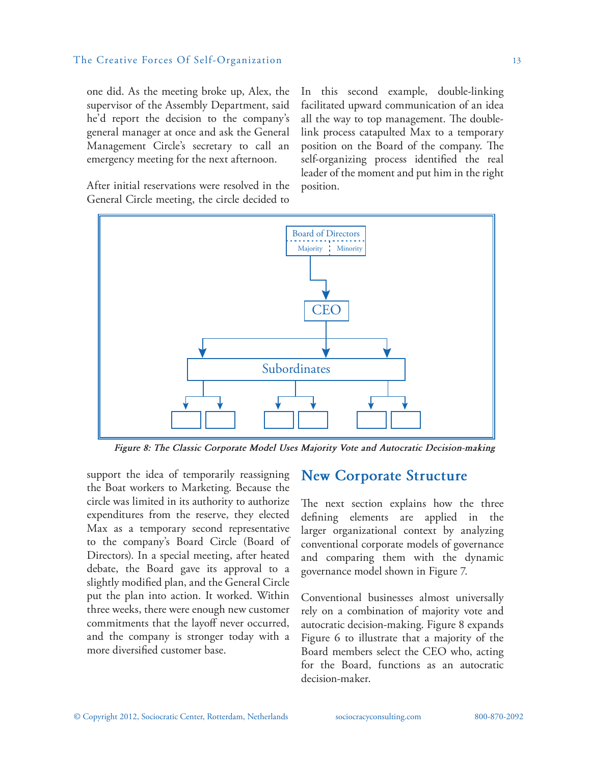one did. As the meeting broke up, Alex, the supervisor of the Assembly Department, said he'd report the decision to the company's general manager at once and ask the General Management Circle's secretary to call an emergency meeting for the next afternoon.

After initial reservations were resolved in the General Circle meeting, the circle decided to support the idea of temporarily reassigning the Boat workers to Marketing. Because the circle was limited in its authority to authorize expenditures from the reserve, they elected Max as a temporary second representative to the company's Board Circle (Board of Directors). In a special meeting, after heated debate, the Board gave its approval to a slightly modified plan, and the General Circle put the plan into action. It worked. Within three weeks, there were enough new customer commitments that the layoff never occurred, and the company is stronger today with a more diversified customer base.

In this second example, double-linking facilitated upward communication of an idea all the way to top management. The double-link process catapulted Max to a temporary position on the Board of the company. The self-organizing process identified the real leader of the moment and put him in the right position.

Board of Directors
Majority | Minority

CEO

Subordinates

***Figure 8: The Classic Corporate Model Uses Majority Vote and Autocratic Decision-making***

## New Corporate Structure

The next section explains how the three defining elements are applied in the larger organizational context by analyzing conventional corporate models of governance and comparing them with the dynamic governance model shown in Figure 7.

Conventional businesses almost universally rely on a combination of majority vote and autocratic decision-making. Figure 8 expands Figure 6 to illustrate that a majority of the Board members select the CEO who, acting for the Board, functions as an autocratic decision-maker.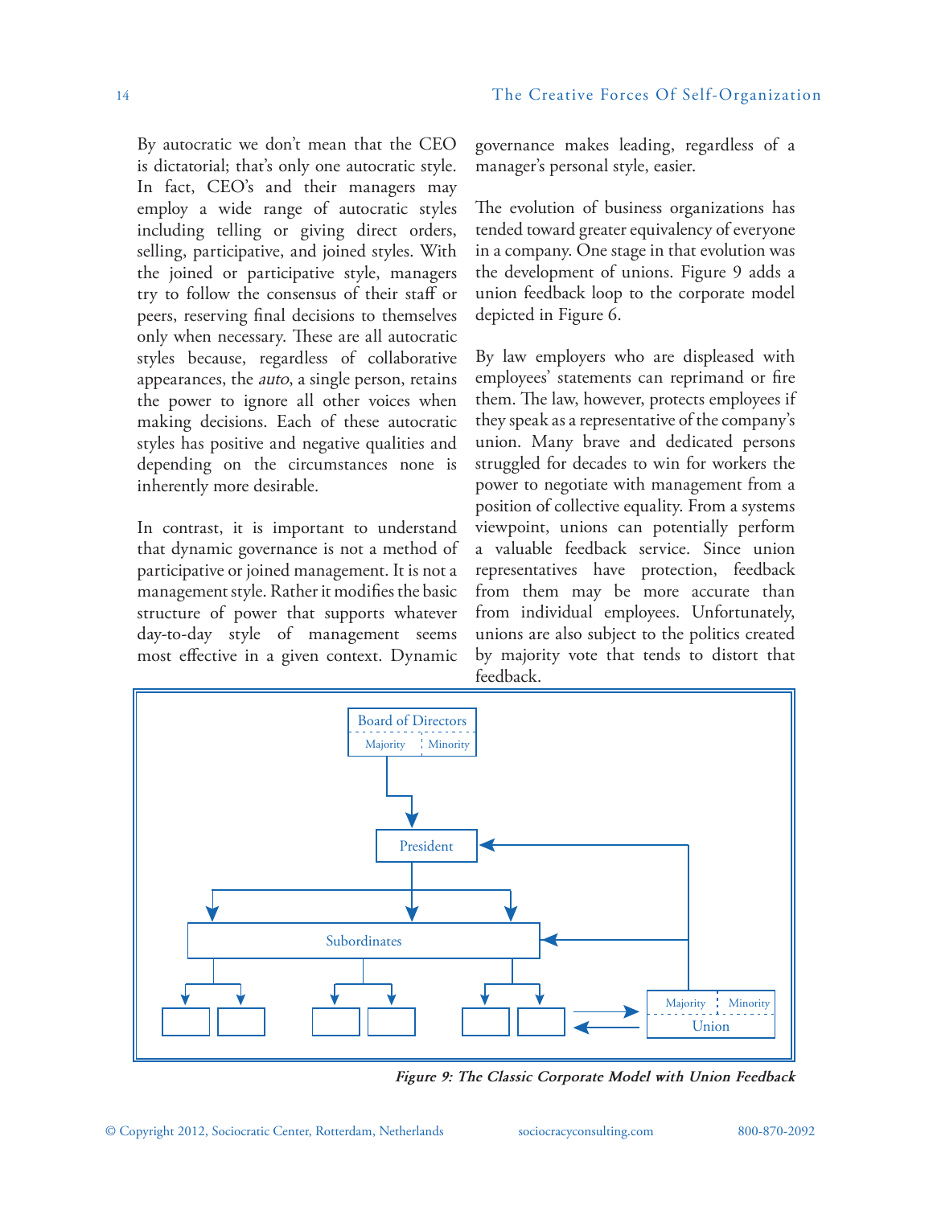By autocratic we don't mean that the CEO is dictatorial; that's only one autocratic style. In fact, CEO's and their managers may employ a wide range of autocratic styles including telling or giving direct orders, selling, participative, and joined styles. With the joined or participative style, managers try to follow the consensus of their staff or peers, reserving final decisions to themselves only when necessary. These are all autocratic styles because, regardless of collaborative appearances, the *auto*, a single person, retains the power to ignore all other voices when making decisions. Each of these autocratic styles has positive and negative qualities and depending on the circumstances none is inherently more desirable.

In contrast, it is important to understand that dynamic governance is not a method of participative or joined management. It is not a management style. Rather it modifies the basic structure of power that supports whatever day-to-day style of management seems most effective in a given context. Dynamic governance makes leading, regardless of a manager's personal style, easier.

The evolution of business organizations has tended toward greater equivalency of everyone in a company. One stage in that evolution was the development of unions. Figure 9 adds a union feedback loop to the corporate model depicted in Figure 6.

By law employers who are displeased with employees' statements can reprimand or fire them. The law, however, protects employees if they speak as a representative of the company's union. Many brave and dedicated persons struggled for decades to win for workers the power to negotiate with management from a position of collective equality. From a systems viewpoint, unions can potentially perform a valuable feedback service. Since union representatives have protection, feedback from them may be more accurate than from individual employees. Unfortunately, unions are also subject to the politics created by majority vote that tends to distort that feedback.

***Figure 9: The Classic Corporate Model with Union Feedback***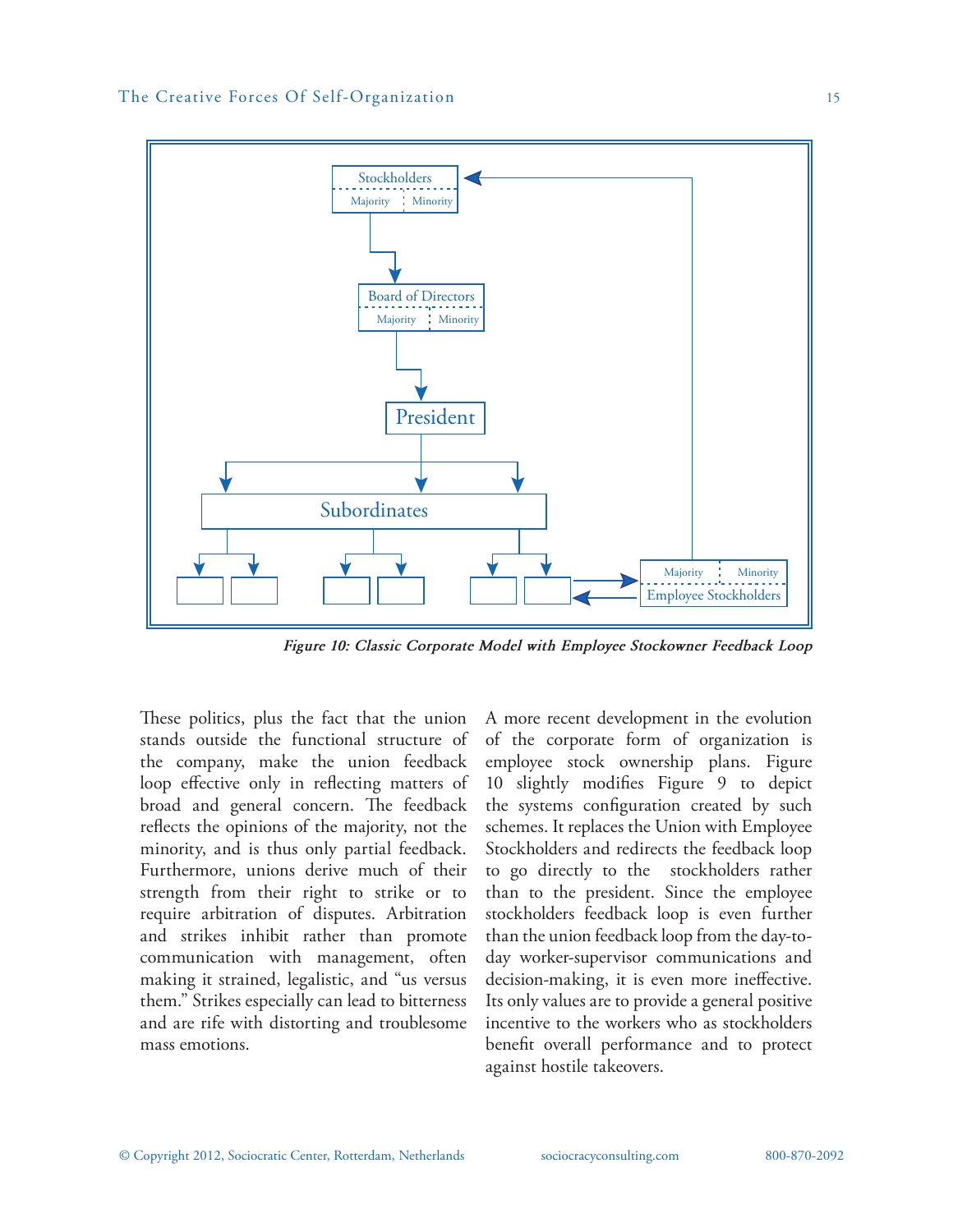Stockholders

Majority | Minority

Board of Directors

Majority | Minority

President

Subordinates

Majority | Minority

Employee Stockholders

*Figure 10: Classic Corporate Model with Employee Stockowner Feedback Loop*

These politics, plus the fact that the union stands outside the functional structure of the company, make the union feedback loop effective only in reflecting matters of broad and general concern. The feedback reflects the opinions of the majority, not the minority, and is thus only partial feedback. Furthermore, unions derive much of their strength from their right to strike or to require arbitration of disputes. Arbitration and strikes inhibit rather than promote communication with management, often making it strained, legalistic, and "us versus them." Strikes especially can lead to bitterness and are rife with distorting and troublesome mass emotions.

A more recent development in the evolution of the corporate form of organization is employee stock ownership plans. Figure 10 slightly modifies Figure 9 to depict the systems configuration created by such schemes. It replaces the Union with Employee Stockholders and redirects the feedback loop to go directly to the stockholders rather than to the president. Since the employee stockholders feedback loop is even further than the union feedback loop from the day-to-day worker-supervisor communications and decision-making, it is even more ineffective. Its only values are to provide a general positive incentive to the workers who as stockholders benefit overall performance and to protect against hostile takeovers.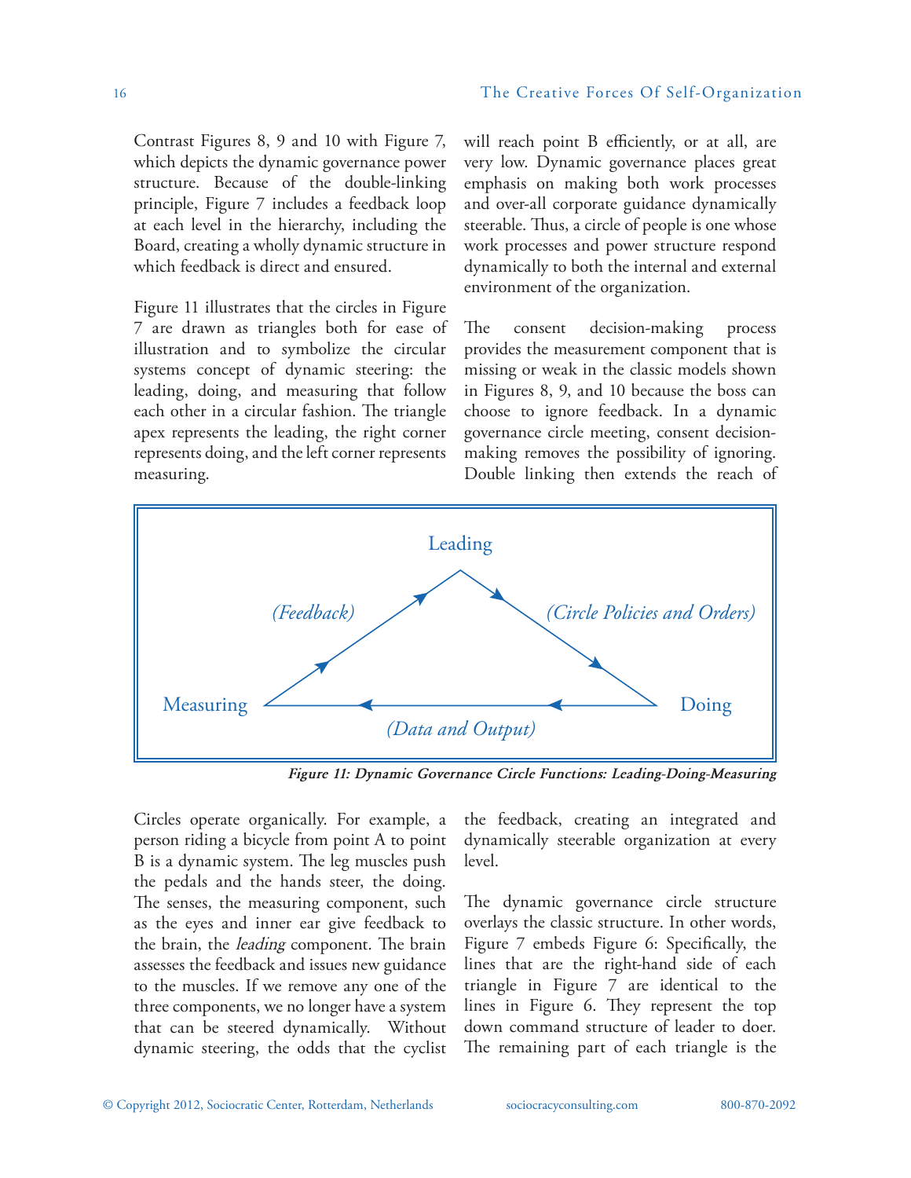Contrast Figures 8, 9 and 10 with Figure 7, which depicts the dynamic governance power structure. Because of the double-linking principle, Figure 7 includes a feedback loop at each level in the hierarchy, including the Board, creating a wholly dynamic structure in which feedback is direct and ensured.

Figure 11 illustrates that the circles in Figure 7 are drawn as triangles both for ease of illustration and to symbolize the circular systems concept of dynamic steering: the leading, doing, and measuring that follow each other in a circular fashion. The triangle apex represents the leading, the right corner represents doing, and the left corner represents measuring.

Leading

*(Feedback)*

*(Circle Policies and Orders)*

Measuring

Doing

*(Data and Output)*

***Figure 11: Dynamic Governance Circle Functions: Leading-Doing-Measuring***

Circles operate organically. For example, a person riding a bicycle from point A to point B is a dynamic system. The leg muscles push the pedals and the hands steer, the doing. The senses, the measuring component, such as the eyes and inner ear give feedback to the brain, the *leading* component. The brain assesses the feedback and issues new guidance to the muscles. If we remove any one of the three components, we no longer have a system that can be steered dynamically. Without dynamic steering, the odds that the cyclist will reach point B efficiently, or at all, are very low. Dynamic governance places great emphasis on making both work processes and over-all corporate guidance dynamically steerable. Thus, a circle of people is one whose work processes and power structure respond dynamically to both the internal and external environment of the organization.

The consent decision-making process provides the measurement component that is missing or weak in the classic models shown in Figures 8, 9, and 10 because the boss can choose to ignore feedback. In a dynamic governance circle meeting, consent decision-making removes the possibility of ignoring. Double linking then extends the reach of the feedback, creating an integrated and dynamically steerable organization at every level.

The dynamic governance circle structure overlays the classic structure. In other words, Figure 7 embeds Figure 6: Specifically, the lines that are the right-hand side of each triangle in Figure 7 are identical to the lines in Figure 6. They represent the top down command structure of leader to doer. The remaining part of each triangle is the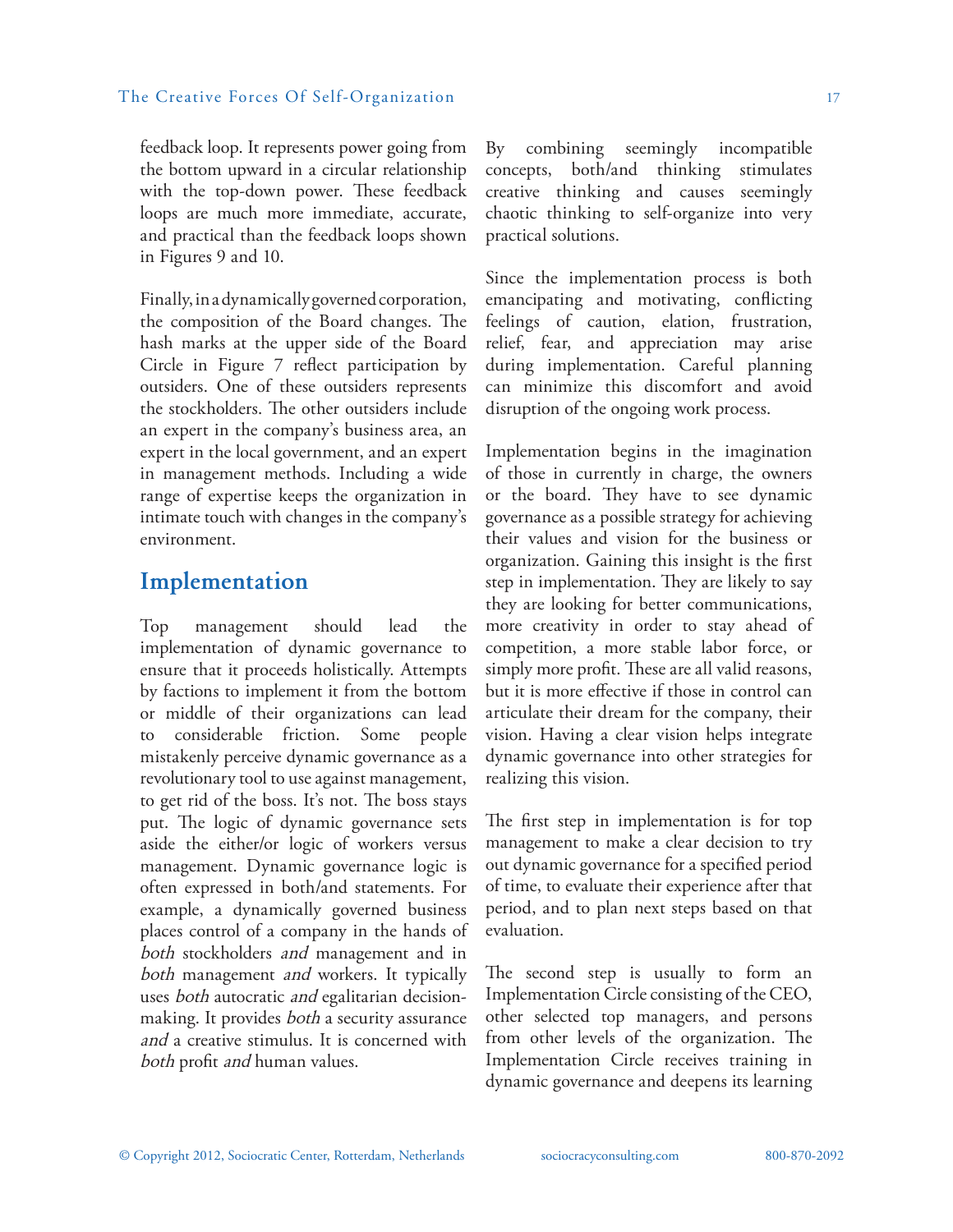feedback loop. It represents power going from the bottom upward in a circular relationship with the top-down power. These feedback loops are much more immediate, accurate, and practical than the feedback loops shown in Figures 9 and 10.

Finally, in a dynamically governed corporation, the composition of the Board changes. The hash marks at the upper side of the Board Circle in Figure 7 reflect participation by outsiders. One of these outsiders represents the stockholders. The other outsiders include an expert in the company's business area, an expert in the local government, and an expert in management methods. Including a wide range of expertise keeps the organization in intimate touch with changes in the company's environment.

## Implementation

Top management should lead the implementation of dynamic governance to ensure that it proceeds holistically. Attempts by factions to implement it from the bottom or middle of their organizations can lead to considerable friction. Some people mistakenly perceive dynamic governance as a revolutionary tool to use against management, to get rid of the boss. It's not. The boss stays put. The logic of dynamic governance sets aside the either/or logic of workers versus management. Dynamic governance logic is often expressed in both/and statements. For example, a dynamically governed business places control of a company in the hands of *both* stockholders *and* management and in *both* management *and* workers. It typically uses *both* autocratic *and* egalitarian decision-making. It provides *both* a security assurance *and* a creative stimulus. It is concerned with *both* profit *and* human values.

By combining seemingly incompatible concepts, both/and thinking stimulates creative thinking and causes seemingly chaotic thinking to self-organize into very practical solutions.

Since the implementation process is both emancipating and motivating, conflicting feelings of caution, elation, frustration, relief, fear, and appreciation may arise during implementation. Careful planning can minimize this discomfort and avoid disruption of the ongoing work process.

Implementation begins in the imagination of those in currently in charge, the owners or the board. They have to see dynamic governance as a possible strategy for achieving their values and vision for the business or organization. Gaining this insight is the first step in implementation. They are likely to say they are looking for better communications, more creativity in order to stay ahead of competition, a more stable labor force, or simply more profit. These are all valid reasons, but it is more effective if those in control can articulate their dream for the company, their vision. Having a clear vision helps integrate dynamic governance into other strategies for realizing this vision.

The first step in implementation is for top management to make a clear decision to try out dynamic governance for a specified period of time, to evaluate their experience after that period, and to plan next steps based on that evaluation.

The second step is usually to form an Implementation Circle consisting of the CEO, other selected top managers, and persons from other levels of the organization. The Implementation Circle receives training in dynamic governance and deepens its learning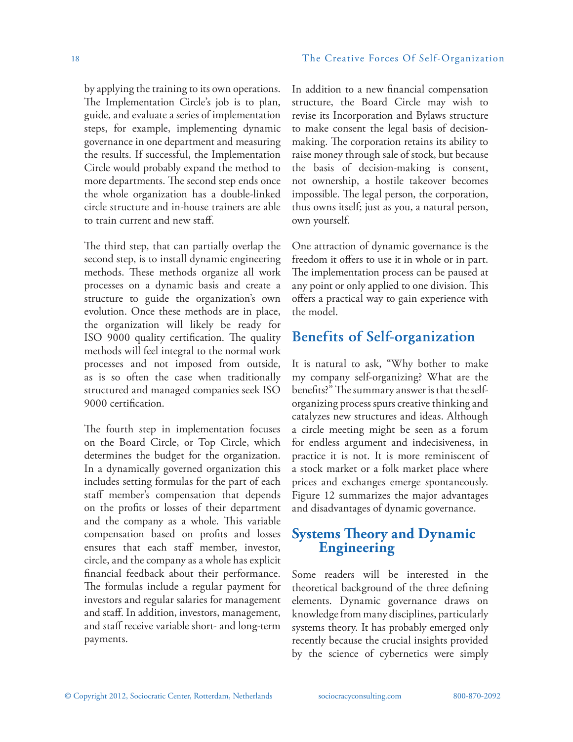by applying the training to its own operations. The Implementation Circle's job is to plan, guide, and evaluate a series of implementation steps, for example, implementing dynamic governance in one department and measuring the results. If successful, the Implementation Circle would probably expand the method to more departments. The second step ends once the whole organization has a double-linked circle structure and in-house trainers are able to train current and new staff.

The third step, that can partially overlap the second step, is to install dynamic engineering methods. These methods organize all work processes on a dynamic basis and create a structure to guide the organization's own evolution. Once these methods are in place, the organization will likely be ready for ISO 9000 quality certification. The quality methods will feel integral to the normal work processes and not imposed from outside, as is so often the case when traditionally structured and managed companies seek ISO 9000 certification.

The fourth step in implementation focuses on the Board Circle, or Top Circle, which determines the budget for the organization. In a dynamically governed organization this includes setting formulas for the part of each staff member's compensation that depends on the profits or losses of their department and the company as a whole. This variable compensation based on profits and losses ensures that each staff member, investor, circle, and the company as a whole has explicit financial feedback about their performance. The formulas include a regular payment for investors and regular salaries for management and staff. In addition, investors, management, and staff receive variable short- and long-term payments.

In addition to a new financial compensation structure, the Board Circle may wish to revise its Incorporation and Bylaws structure to make consent the legal basis of decision-making. The corporation retains its ability to raise money through sale of stock, but because the basis of decision-making is consent, not ownership, a hostile takeover becomes impossible. The legal person, the corporation, thus owns itself; just as you, a natural person, own yourself.

One attraction of dynamic governance is the freedom it offers to use it in whole or in part. The implementation process can be paused at any point or only applied to one division. This offers a practical way to gain experience with the model.

## Benefits of Self-organization

It is natural to ask, "Why bother to make my company self-organizing? What are the benefits?" The summary answer is that the self-organizing process spurs creative thinking and catalyzes new structures and ideas. Although a circle meeting might be seen as a forum for endless argument and indecisiveness, in practice it is not. It is more reminiscent of a stock market or a folk market place where prices and exchanges emerge spontaneously. Figure 12 summarizes the major advantages and disadvantages of dynamic governance.

## Systems Theory and Dynamic Engineering

Some readers will be interested in the theoretical background of the three defining elements. Dynamic governance draws on knowledge from many disciplines, particularly systems theory. It has probably emerged only recently because the crucial insights provided by the science of cybernetics were simply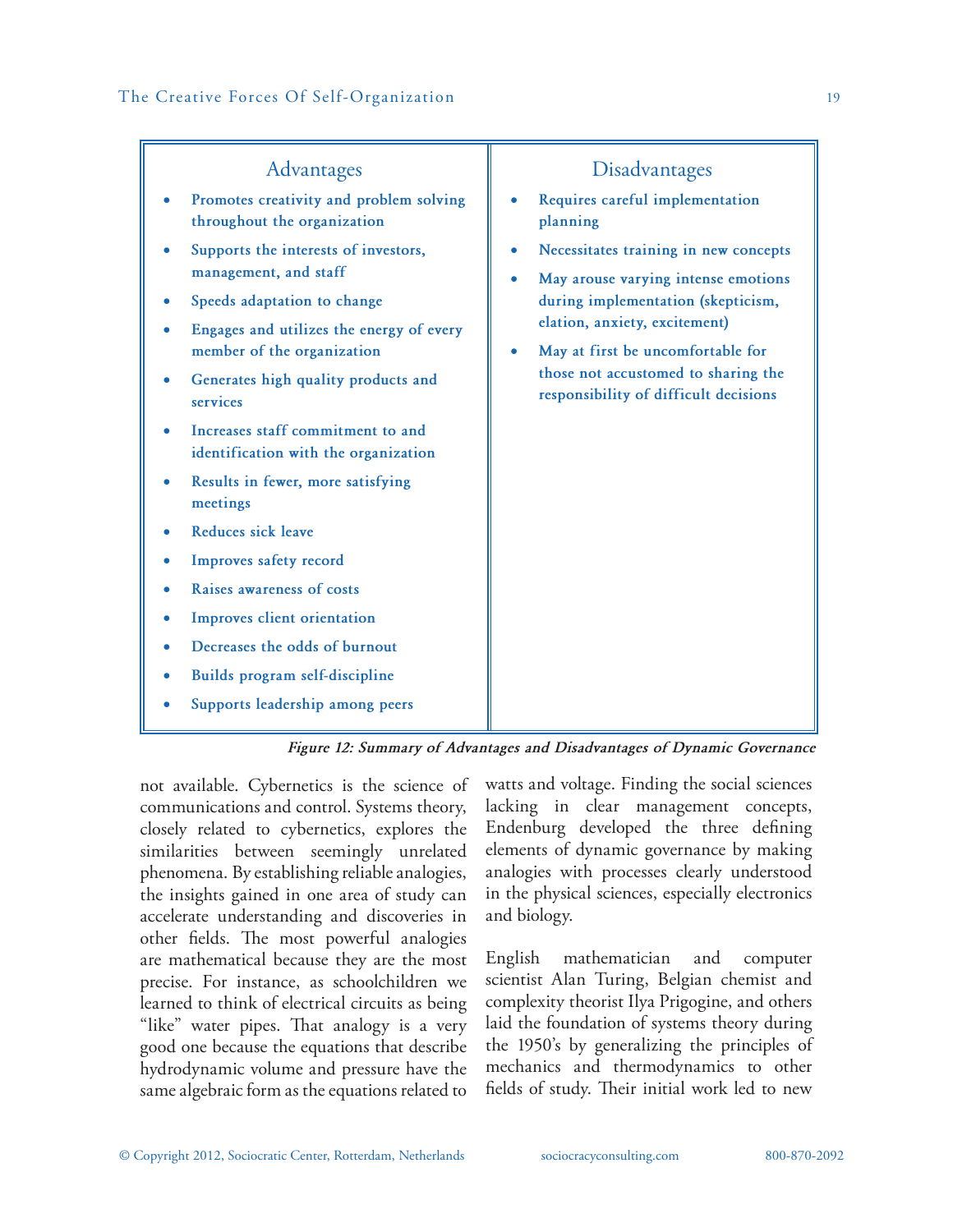| Advantages | Disadvantages |
| --- | --- |
| • Promotes creativity and problem solving throughout the organization<br>• Supports the interests of investors, management, and staff<br>• Speeds adaptation to change<br>• Engages and utilizes the energy of every member of the organization<br>• Generates high quality products and services<br>• Increases staff commitment to and identification with the organization<br>• Results in fewer, more satisfying meetings<br>• Reduces sick leave<br>• Improves safety record<br>• Raises awareness of costs<br>• Improves client orientation<br>• Decreases the odds of burnout<br>• Builds program self-discipline<br>• Supports leadership among peers | • Requires careful implementation planning<br>• Necessitates training in new concepts<br>• May arouse varying intense emotions during implementation (skepticism, elation, anxiety, excitement)<br>• May at first be uncomfortable for those not accustomed to sharing the responsibility of difficult decisions |

***Figure 12: Summary of Advantages and Disadvantages of Dynamic Governance***

not available. Cybernetics is the science of communications and control. Systems theory, closely related to cybernetics, explores the similarities between seemingly unrelated phenomena. By establishing reliable analogies, the insights gained in one area of study can accelerate understanding and discoveries in other fields. The most powerful analogies are mathematical because they are the most precise. For instance, as schoolchildren we learned to think of electrical circuits as being "like" water pipes. That analogy is a very good one because the equations that describe hydrodynamic volume and pressure have the same algebraic form as the equations related to watts and voltage. Finding the social sciences lacking in clear management concepts, Endenburg developed the three defining elements of dynamic governance by making analogies with processes clearly understood in the physical sciences, especially electronics and biology.

English mathematician and computer scientist Alan Turing, Belgian chemist and complexity theorist Ilya Prigogine, and others laid the foundation of systems theory during the 1950's by generalizing the principles of mechanics and thermodynamics to other fields of study. Their initial work led to new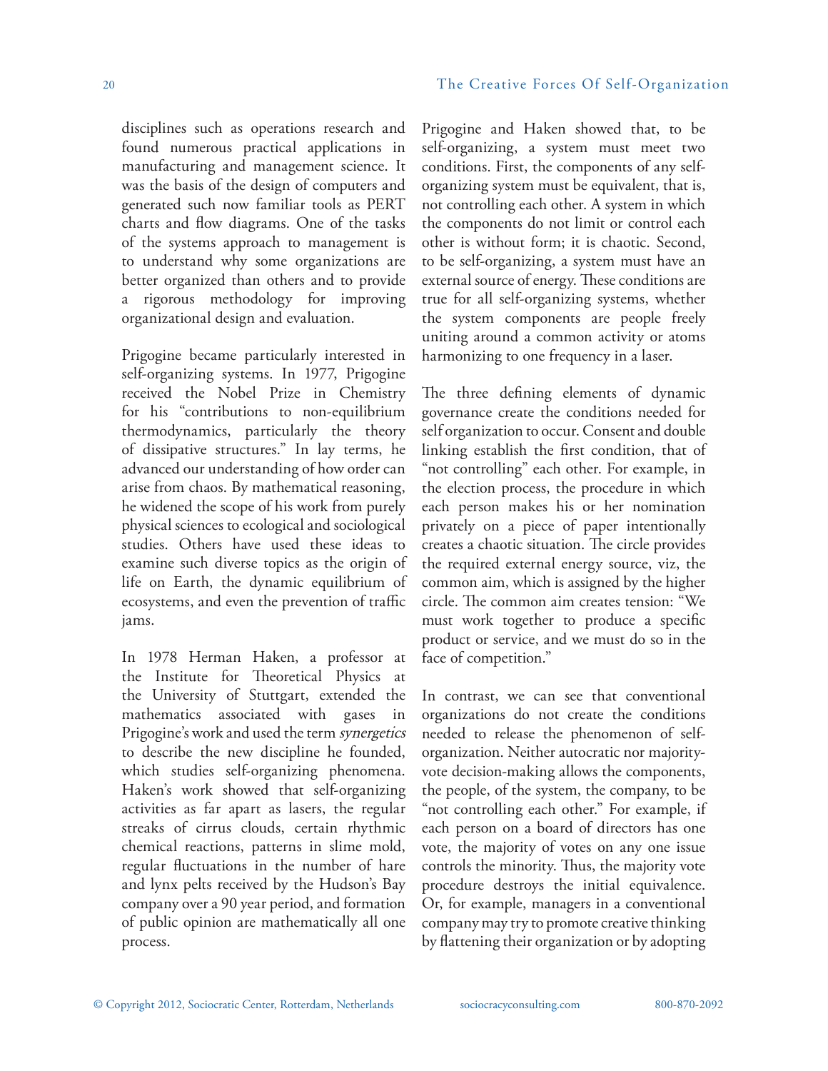disciplines such as operations research and found numerous practical applications in manufacturing and management science. It was the basis of the design of computers and generated such now familiar tools as PERT charts and flow diagrams. One of the tasks of the systems approach to management is to understand why some organizations are better organized than others and to provide a rigorous methodology for improving organizational design and evaluation.

Prigogine became particularly interested in self-organizing systems. In 1977, Prigogine received the Nobel Prize in Chemistry for his "contributions to non-equilibrium thermodynamics, particularly the theory of dissipative structures." In lay terms, he advanced our understanding of how order can arise from chaos. By mathematical reasoning, he widened the scope of his work from purely physical sciences to ecological and sociological studies. Others have used these ideas to examine such diverse topics as the origin of life on Earth, the dynamic equilibrium of ecosystems, and even the prevention of traffic jams.

In 1978 Herman Haken, a professor at the Institute for Theoretical Physics at the University of Stuttgart, extended the mathematics associated with gases in Prigogine's work and used the term *synergetics* to describe the new discipline he founded, which studies self-organizing phenomena. Haken's work showed that self-organizing activities as far apart as lasers, the regular streaks of cirrus clouds, certain rhythmic chemical reactions, patterns in slime mold, regular fluctuations in the number of hare and lynx pelts received by the Hudson's Bay company over a 90 year period, and formation of public opinion are mathematically all one process.

Prigogine and Haken showed that, to be self-organizing, a system must meet two conditions. First, the components of any self-organizing system must be equivalent, that is, not controlling each other. A system in which the components do not limit or control each other is without form; it is chaotic. Second, to be self-organizing, a system must have an external source of energy. These conditions are true for all self-organizing systems, whether the system components are people freely uniting around a common activity or atoms harmonizing to one frequency in a laser.

The three defining elements of dynamic governance create the conditions needed for self organization to occur. Consent and double linking establish the first condition, that of "not controlling" each other. For example, in the election process, the procedure in which each person makes his or her nomination privately on a piece of paper intentionally creates a chaotic situation. The circle provides the required external energy source, viz, the common aim, which is assigned by the higher circle. The common aim creates tension: "We must work together to produce a specific product or service, and we must do so in the face of competition."

In contrast, we can see that conventional organizations do not create the conditions needed to release the phenomenon of self-organization. Neither autocratic nor majority-vote decision-making allows the components, the people, of the system, the company, to be "not controlling each other." For example, if each person on a board of directors has one vote, the majority of votes on any one issue controls the minority. Thus, the majority vote procedure destroys the initial equivalence. Or, for example, managers in a conventional company may try to promote creative thinking by flattening their organization or by adopting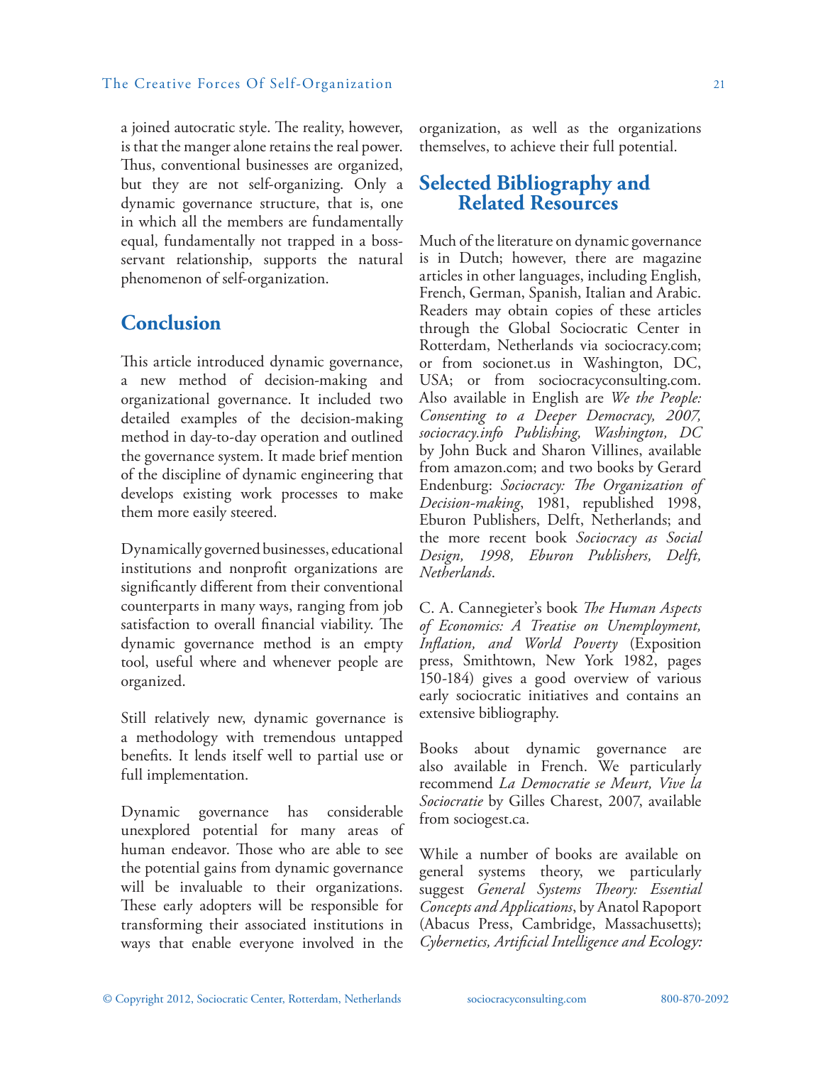a joined autocratic style. The reality, however, is that the manger alone retains the real power. Thus, conventional businesses are organized, but they are not self-organizing. Only a dynamic governance structure, that is, one in which all the members are fundamentally equal, fundamentally not trapped in a boss-servant relationship, supports the natural phenomenon of self-organization.

## Conclusion

This article introduced dynamic governance, a new method of decision-making and organizational governance. It included two detailed examples of the decision-making method in day-to-day operation and outlined the governance system. It made brief mention of the discipline of dynamic engineering that develops existing work processes to make them more easily steered.

Dynamically governed businesses, educational institutions and nonprofit organizations are significantly different from their conventional counterparts in many ways, ranging from job satisfaction to overall financial viability. The dynamic governance method is an empty tool, useful where and whenever people are organized.

Still relatively new, dynamic governance is a methodology with tremendous untapped benefits. It lends itself well to partial use or full implementation.

Dynamic governance has considerable unexplored potential for many areas of human endeavor. Those who are able to see the potential gains from dynamic governance will be invaluable to their organizations. These early adopters will be responsible for transforming their associated institutions in ways that enable everyone involved in the organization, as well as the organizations themselves, to achieve their full potential.

## Selected Bibliography and Related Resources

Much of the literature on dynamic governance is in Dutch; however, there are magazine articles in other languages, including English, French, German, Spanish, Italian and Arabic. Readers may obtain copies of these articles through the Global Sociocratic Center in Rotterdam, Netherlands via sociocracy.com; or from socionet.us in Washington, DC, USA; or from sociocracyconsulting.com. Also available in English are *We the People: Consenting to a Deeper Democracy, 2007, sociocracy.info Publishing, Washington, DC* by John Buck and Sharon Villines, available from amazon.com; and two books by Gerard Endenburg: *Sociocracy: The Organization of Decision-making*, 1981, republished 1998, Eburon Publishers, Delft, Netherlands; and the more recent book *Sociocracy as Social Design, 1998, Eburon Publishers, Delft, Netherlands*.

C. A. Cannegieter's book *The Human Aspects of Economics: A Treatise on Unemployment, Inflation, and World Poverty* (Exposition press, Smithtown, New York 1982, pages 150-184) gives a good overview of various early sociocratic initiatives and contains an extensive bibliography.

Books about dynamic governance are also available in French. We particularly recommend *La Democratie se Meurt, Vive la Sociocratie* by Gilles Charest, 2007, available from sociogest.ca.

While a number of books are available on general systems theory, we particularly suggest *General Systems Theory: Essential Concepts and Applications*, by Anatol Rapoport (Abacus Press, Cambridge, Massachusetts); *Cybernetics, Artificial Intelligence and Ecology:*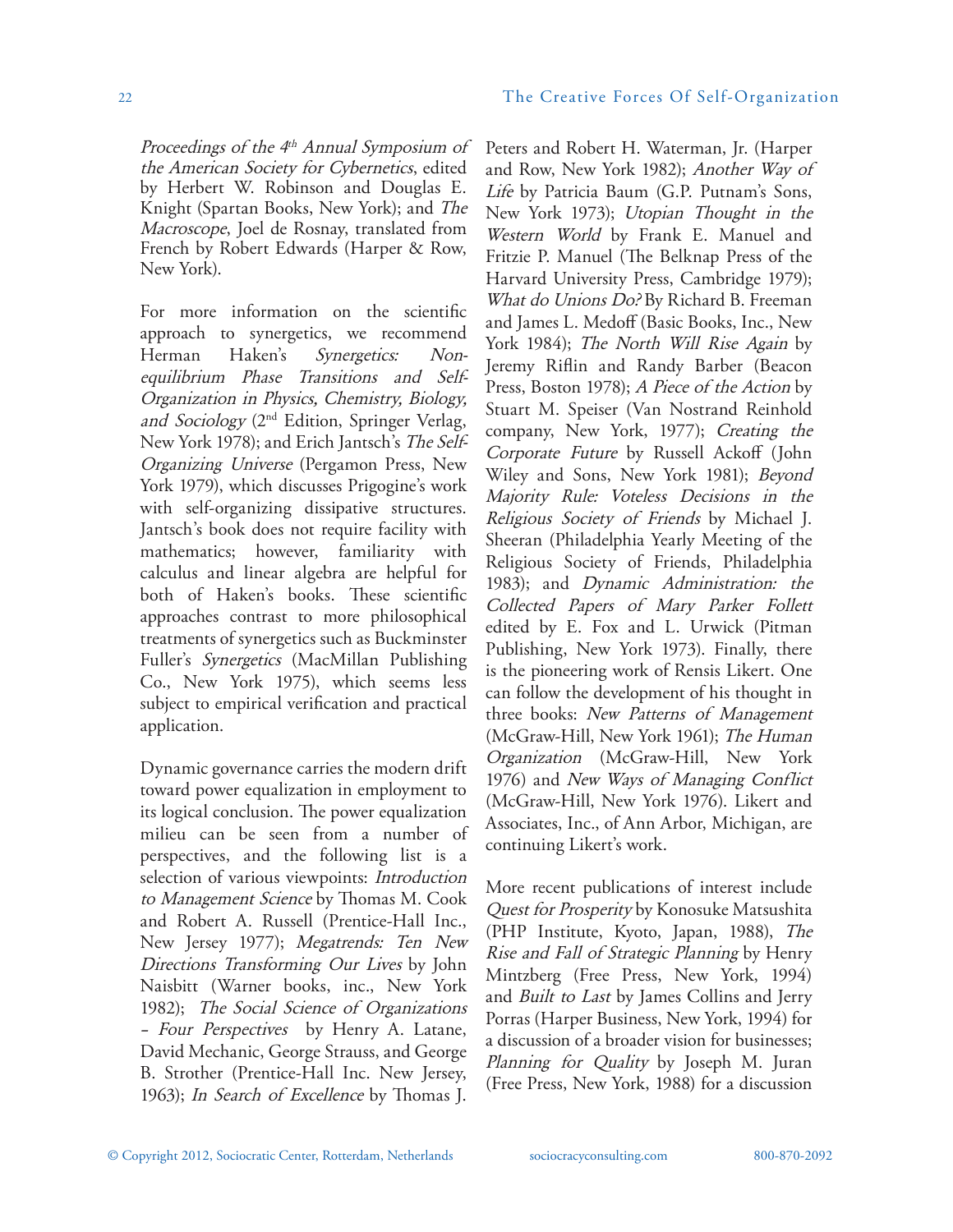*Proceedings of the 4th Annual Symposium of the American Society for Cybernetics*, edited by Herbert W. Robinson and Douglas E. Knight (Spartan Books, New York); and *The Macroscope*, Joel de Rosnay, translated from French by Robert Edwards (Harper & Row, New York).

For more information on the scientific approach to synergetics, we recommend Herman Haken's *Synergetics: Non-equilibrium Phase Transitions and Self-Organization in Physics, Chemistry, Biology, and Sociology* (2nd Edition, Springer Verlag, New York 1978); and Erich Jantsch's *The Self-Organizing Universe* (Pergamon Press, New York 1979), which discusses Prigogine's work with self-organizing dissipative structures. Jantsch's book does not require facility with mathematics; however, familiarity with calculus and linear algebra are helpful for both of Haken's books. These scientific approaches contrast to more philosophical treatments of synergetics such as Buckminster Fuller's *Synergetics* (MacMillan Publishing Co., New York 1975), which seems less subject to empirical verification and practical application.

Dynamic governance carries the modern drift toward power equalization in employment to its logical conclusion. The power equalization milieu can be seen from a number of perspectives, and the following list is a selection of various viewpoints: *Introduction to Management Science* by Thomas M. Cook and Robert A. Russell (Prentice-Hall Inc., New Jersey 1977); *Megatrends: Ten New Directions Transforming Our Lives* by John Naisbitt (Warner books, inc., New York 1982); *The Social Science of Organizations – Four Perspectives* by Henry A. Latane, David Mechanic, George Strauss, and George B. Strother (Prentice-Hall Inc. New Jersey, 1963); *In Search of Excellence* by Thomas J. Peters and Robert H. Waterman, Jr. (Harper and Row, New York 1982); *Another Way of Life* by Patricia Baum (G.P. Putnam's Sons, New York 1973); *Utopian Thought in the Western World* by Frank E. Manuel and Fritzie P. Manuel (The Belknap Press of the Harvard University Press, Cambridge 1979); *What do Unions Do?* By Richard B. Freeman and James L. Medoff (Basic Books, Inc., New York 1984); *The North Will Rise Again* by Jeremy Riflin and Randy Barber (Beacon Press, Boston 1978); *A Piece of the Action* by Stuart M. Speiser (Van Nostrand Reinhold company, New York, 1977); *Creating the Corporate Future* by Russell Ackoff (John Wiley and Sons, New York 1981); *Beyond Majority Rule: Voteless Decisions in the Religious Society of Friends* by Michael J. Sheeran (Philadelphia Yearly Meeting of the Religious Society of Friends, Philadelphia 1983); and *Dynamic Administration: the Collected Papers of Mary Parker Follett* edited by E. Fox and L. Urwick (Pitman Publishing, New York 1973). Finally, there is the pioneering work of Rensis Likert. One can follow the development of his thought in three books: *New Patterns of Management* (McGraw-Hill, New York 1961); *The Human Organization* (McGraw-Hill, New York 1976) and *New Ways of Managing Conflict* (McGraw-Hill, New York 1976). Likert and Associates, Inc., of Ann Arbor, Michigan, are continuing Likert's work.

More recent publications of interest include *Quest for Prosperity* by Konosuke Matsushita (PHP Institute, Kyoto, Japan, 1988), *The Rise and Fall of Strategic Planning* by Henry Mintzberg (Free Press, New York, 1994) and *Built to Last* by James Collins and Jerry Porras (Harper Business, New York, 1994) for a discussion of a broader vision for businesses; *Planning for Quality* by Joseph M. Juran (Free Press, New York, 1988) for a discussion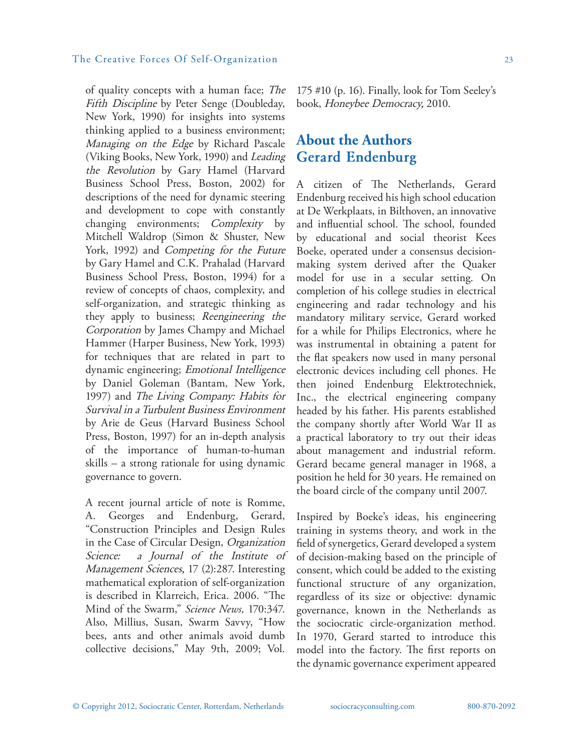of quality concepts with a human face; *The Fifth Discipline* by Peter Senge (Doubleday, New York, 1990) for insights into systems thinking applied to a business environment; *Managing on the Edge* by Richard Pascale (Viking Books, New York, 1990) and *Leading the Revolution* by Gary Hamel (Harvard Business School Press, Boston, 2002) for descriptions of the need for dynamic steering and development to cope with constantly changing environments; *Complexity* by Mitchell Waldrop (Simon & Shuster, New York, 1992) and *Competing for the Future* by Gary Hamel and C.K. Prahalad (Harvard Business School Press, Boston, 1994) for a review of concepts of chaos, complexity, and self-organization, and strategic thinking as they apply to business; *Reengineering the Corporation* by James Champy and Michael Hammer (Harper Business, New York, 1993) for techniques that are related in part to dynamic engineering; *Emotional Intelligence* by Daniel Goleman (Bantam, New York, 1997) and *The Living Company: Habits for Survival in a Turbulent Business Environment* by Arie de Geus (Harvard Business School Press, Boston, 1997) for an in-depth analysis of the importance of human-to-human skills – a strong rationale for using dynamic governance to govern.

A recent journal article of note is Romme, A. Georges and Endenburg, Gerard, "Construction Principles and Design Rules in the Case of Circular Design, *Organization Science: a Journal of the Institute of Management Sciences,* 17 (2):287. Interesting mathematical exploration of self-organization is described in Klarreich, Erica. 2006. "The Mind of the Swarm," *Science News,* 170:347. Also, Millius, Susan, Swarm Savvy, "How bees, ants and other animals avoid dumb collective decisions," May 9th, 2009; Vol. 175 #10 (p. 16). Finally, look for Tom Seeley's book, *Honeybee Democracy,* 2010.

## About the Authors
## Gerard Endenburg

A citizen of The Netherlands, Gerard Endenburg received his high school education at De Werkplaats, in Bilthoven, an innovative and influential school. The school, founded by educational and social theorist Kees Boeke, operated under a consensus decision-making system derived after the Quaker model for use in a secular setting. On completion of his college studies in electrical engineering and radar technology and his mandatory military service, Gerard worked for a while for Philips Electronics, where he was instrumental in obtaining a patent for the flat speakers now used in many personal electronic devices including cell phones. He then joined Endenburg Elektrotechniek, Inc., the electrical engineering company headed by his father. His parents established the company shortly after World War II as a practical laboratory to try out their ideas about management and industrial reform. Gerard became general manager in 1968, a position he held for 30 years. He remained on the board circle of the company until 2007.

Inspired by Boeke's ideas, his engineering training in systems theory, and work in the field of synergetics, Gerard developed a system of decision-making based on the principle of consent, which could be added to the existing functional structure of any organization, regardless of its size or objective: dynamic governance, known in the Netherlands as the sociocratic circle-organization method. In 1970, Gerard started to introduce this model into the factory. The first reports on the dynamic governance experiment appeared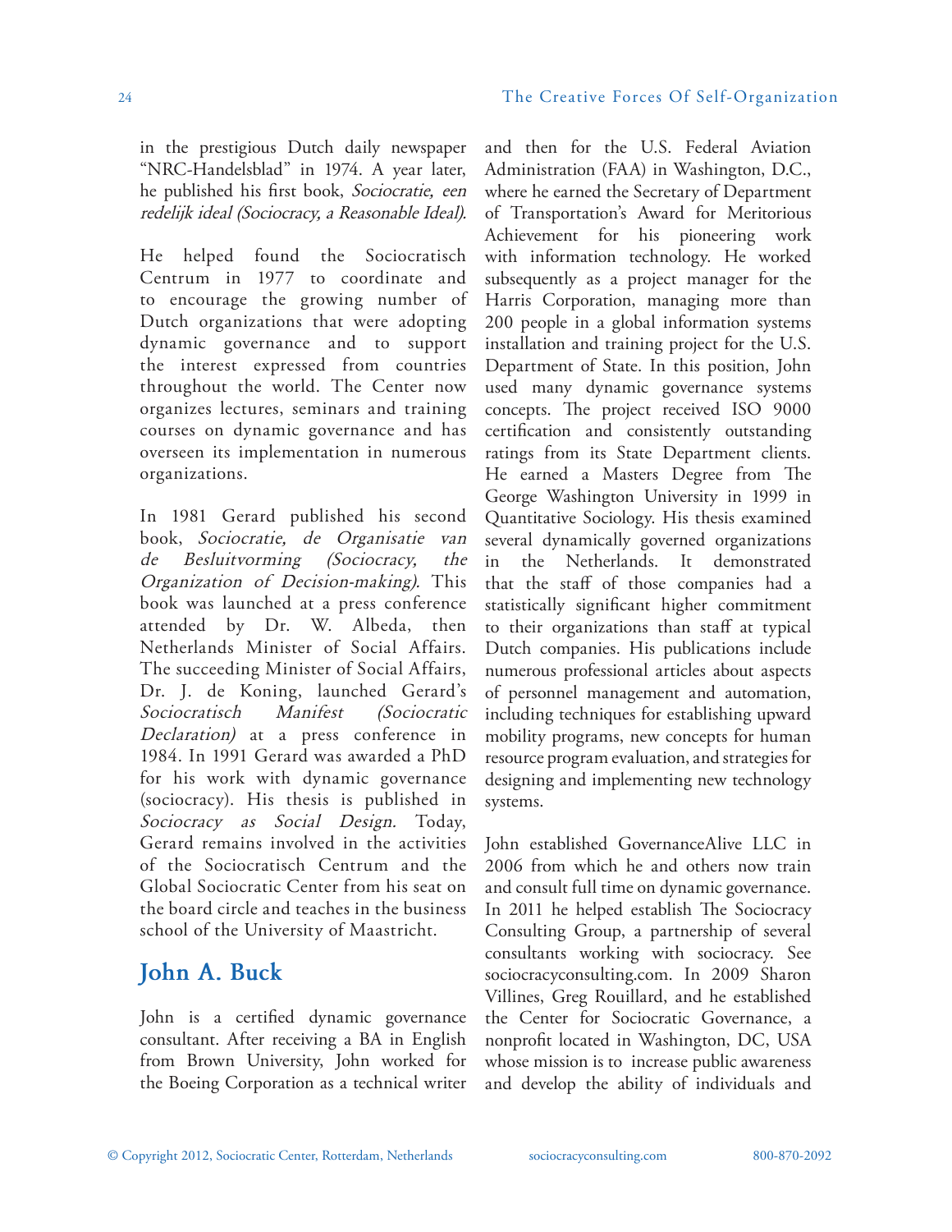in the prestigious Dutch daily newspaper "NRC-Handelsblad" in 1974. A year later, he published his first book, *Sociocratie, een redelijk ideal (Sociocracy, a Reasonable Ideal).*

He helped found the Sociocratisch Centrum in 1977 to coordinate and to encourage the growing number of Dutch organizations that were adopting dynamic governance and to support the interest expressed from countries throughout the world. The Center now organizes lectures, seminars and training courses on dynamic governance and has overseen its implementation in numerous organizations.

In 1981 Gerard published his second book, *Sociocratie, de Organisatie van de Besluitvorming (Sociocracy, the Organization of Decision-making).* This book was launched at a press conference attended by Dr. W. Albeda, then Netherlands Minister of Social Affairs. The succeeding Minister of Social Affairs, Dr. J. de Koning, launched Gerard's *Sociocratisch Manifest (Sociocratic Declaration)* at a press conference in 1984. In 1991 Gerard was awarded a PhD for his work with dynamic governance (sociocracy). His thesis is published in *Sociocracy as Social Design.* Today, Gerard remains involved in the activities of the Sociocratisch Centrum and the Global Sociocratic Center from his seat on the board circle and teaches in the business school of the University of Maastricht.

## John A. Buck

John is a certified dynamic governance consultant. After receiving a BA in English from Brown University, John worked for the Boeing Corporation as a technical writer and then for the U.S. Federal Aviation Administration (FAA) in Washington, D.C., where he earned the Secretary of Department of Transportation's Award for Meritorious Achievement for his pioneering work with information technology. He worked subsequently as a project manager for the Harris Corporation, managing more than 200 people in a global information systems installation and training project for the U.S. Department of State. In this position, John used many dynamic governance systems concepts. The project received ISO 9000 certification and consistently outstanding ratings from its State Department clients. He earned a Masters Degree from The George Washington University in 1999 in Quantitative Sociology. His thesis examined several dynamically governed organizations in the Netherlands. It demonstrated that the staff of those companies had a statistically significant higher commitment to their organizations than staff at typical Dutch companies. His publications include numerous professional articles about aspects of personnel management and automation, including techniques for establishing upward mobility programs, new concepts for human resource program evaluation, and strategies for designing and implementing new technology systems.

John established GovernanceAlive LLC in 2006 from which he and others now train and consult full time on dynamic governance. In 2011 he helped establish The Sociocracy Consulting Group, a partnership of several consultants working with sociocracy. See sociocracyconsulting.com. In 2009 Sharon Villines, Greg Rouillard, and he established the Center for Sociocratic Governance, a nonprofit located in Washington, DC, USA whose mission is to increase public awareness and develop the ability of individuals and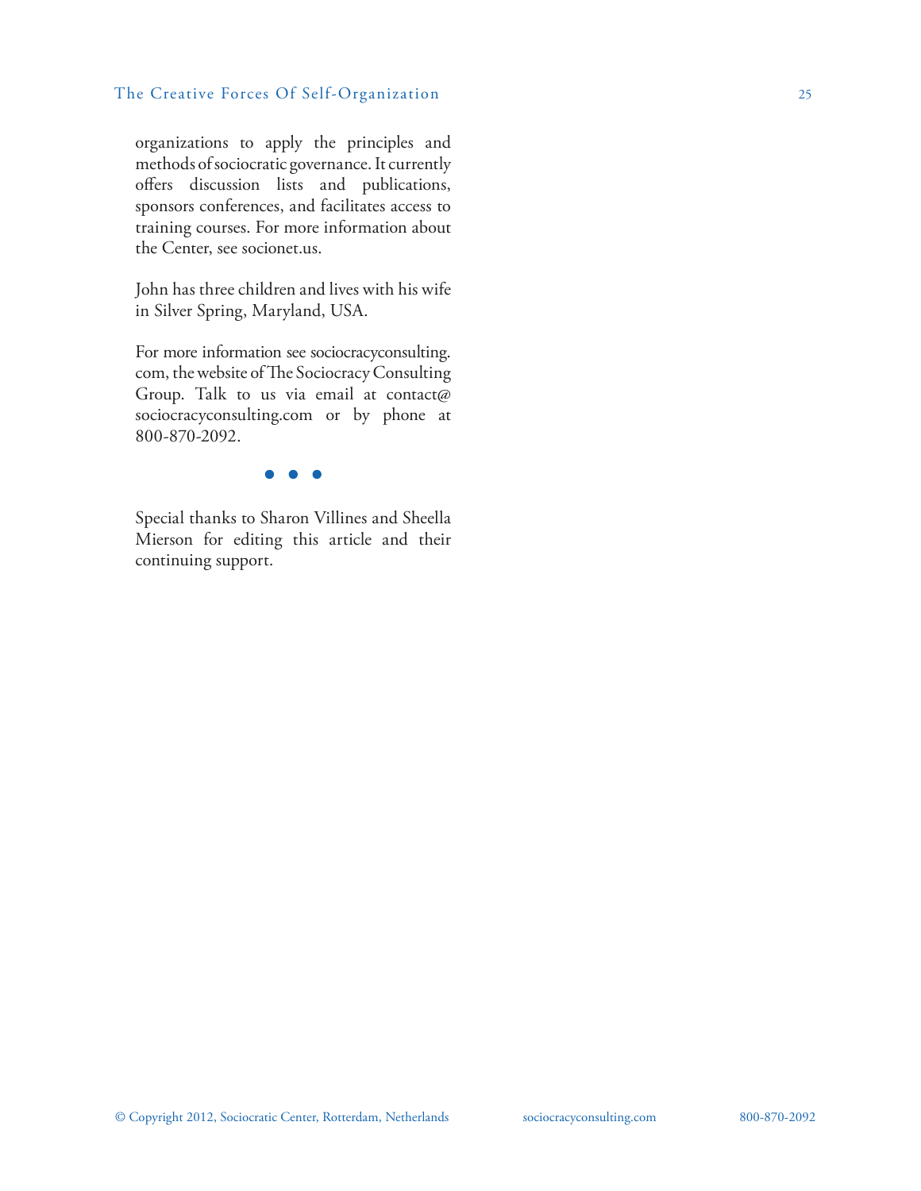organizations to apply the principles and methods of sociocratic governance. It currently offers discussion lists and publications, sponsors conferences, and facilitates access to training courses. For more information about the Center, see socionet.us.

John has three children and lives with his wife in Silver Spring, Maryland, USA.

For more information see sociocracyconsulting.com, the website of The Sociocracy Consulting Group. Talk to us via email at contact@sociocracyconsulting.com or by phone at 800-870-2092.

• • •

Special thanks to Sharon Villines and Sheella Mierson for editing this article and their continuing support.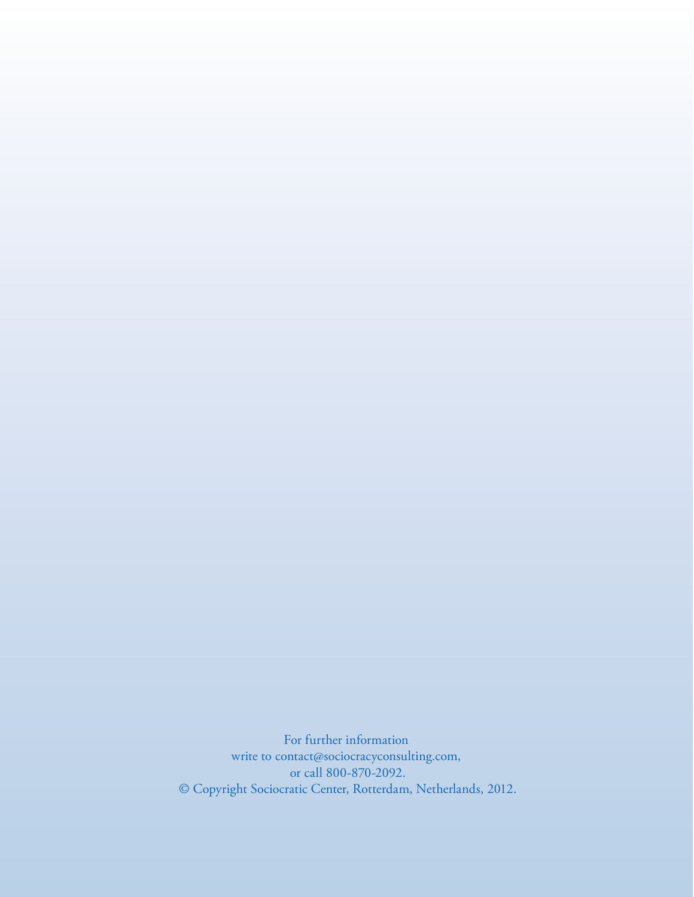For further information
write to contact@sociocracyconsulting.com,
or call 800-870-2092.
© Copyright Sociocratic Center, Rotterdam, Netherlands, 2012.